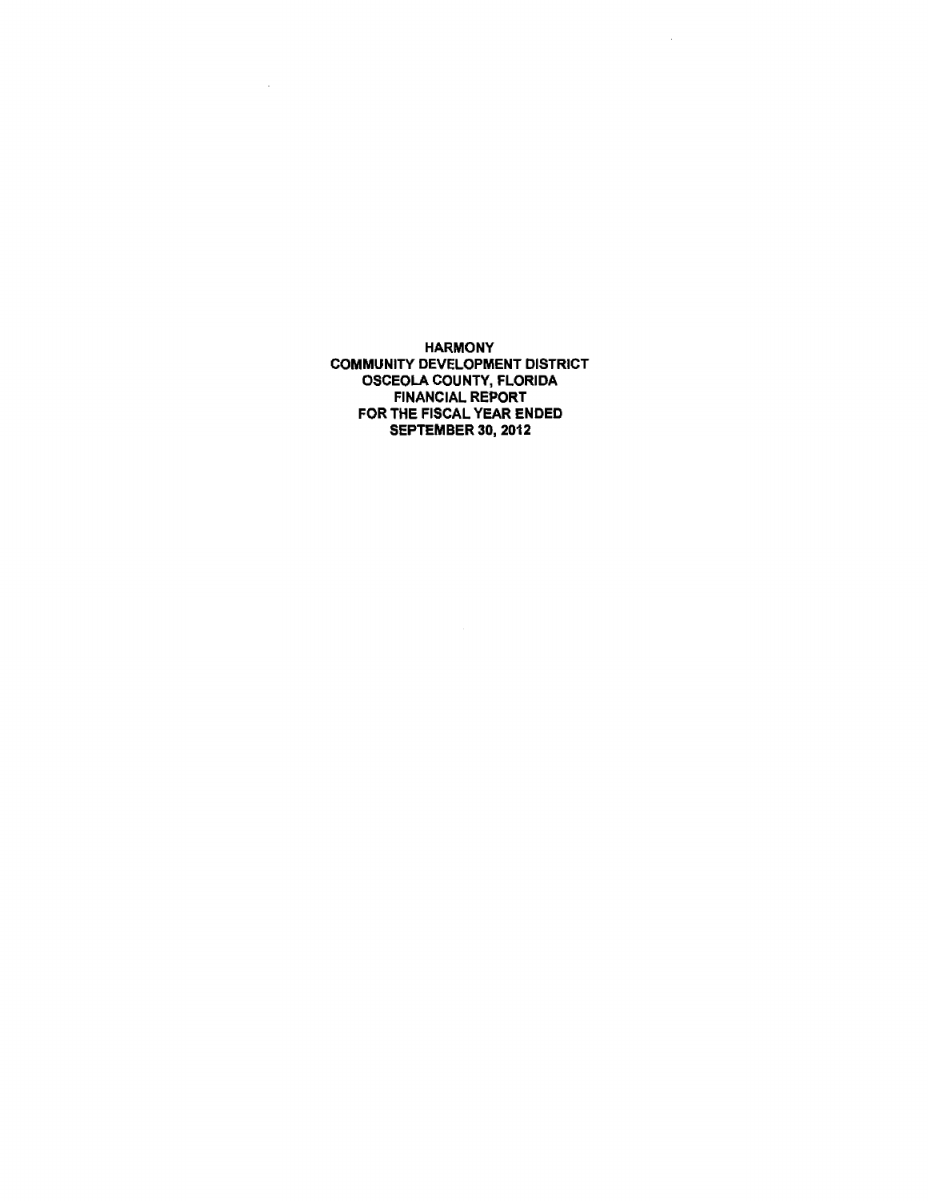# HARMONY
# COMMUNITY DEVELOPMENT DISTRICT
# OSCEOLA COUNTY, FLORIDA
# FINANCIAL REPORT
# FOR THE FISCAL YEAR ENDED
# SEPTEMBER 30, 2012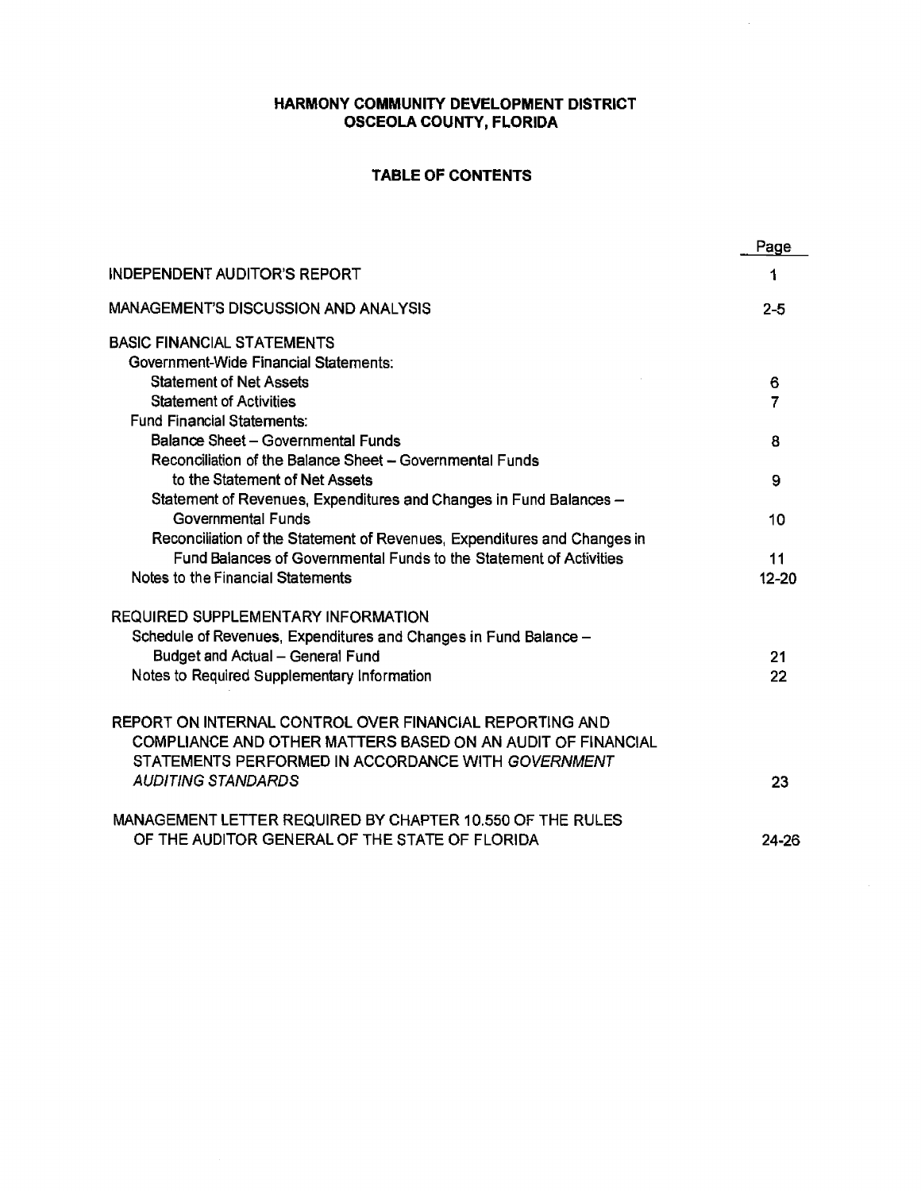# HARMONY COMMUNITY DEVELOPMENT DISTRICT
# OSCEOLA COUNTY, FLORIDA

## TABLE OF CONTENTS

| | Page |
|---|---|
| INDEPENDENT AUDITOR'S REPORT | 1 |
| MANAGEMENT'S DISCUSSION AND ANALYSIS | 2-5 |
| BASIC FINANCIAL STATEMENTS | |
| Government-Wide Financial Statements: | |
| Statement of Net Assets | 6 |
| Statement of Activities | 7 |
| Fund Financial Statements: | |
| Balance Sheet – Governmental Funds | 8 |
| Reconciliation of the Balance Sheet – Governmental Funds to the Statement of Net Assets | 9 |
| Statement of Revenues, Expenditures and Changes in Fund Balances – Governmental Funds | 10 |
| Reconciliation of the Statement of Revenues, Expenditures and Changes in Fund Balances of Governmental Funds to the Statement of Activities | 11 |
| Notes to the Financial Statements | 12-20 |
| REQUIRED SUPPLEMENTARY INFORMATION | |
| Schedule of Revenues, Expenditures and Changes in Fund Balance – Budget and Actual – General Fund | 21 |
| Notes to Required Supplementary Information | 22 |
| REPORT ON INTERNAL CONTROL OVER FINANCIAL REPORTING AND COMPLIANCE AND OTHER MATTERS BASED ON AN AUDIT OF FINANCIAL STATEMENTS PERFORMED IN ACCORDANCE WITH *GOVERNMENT AUDITING STANDARDS* | 23 |
| MANAGEMENT LETTER REQUIRED BY CHAPTER 10.550 OF THE RULES OF THE AUDITOR GENERAL OF THE STATE OF FLORIDA | 24-26 |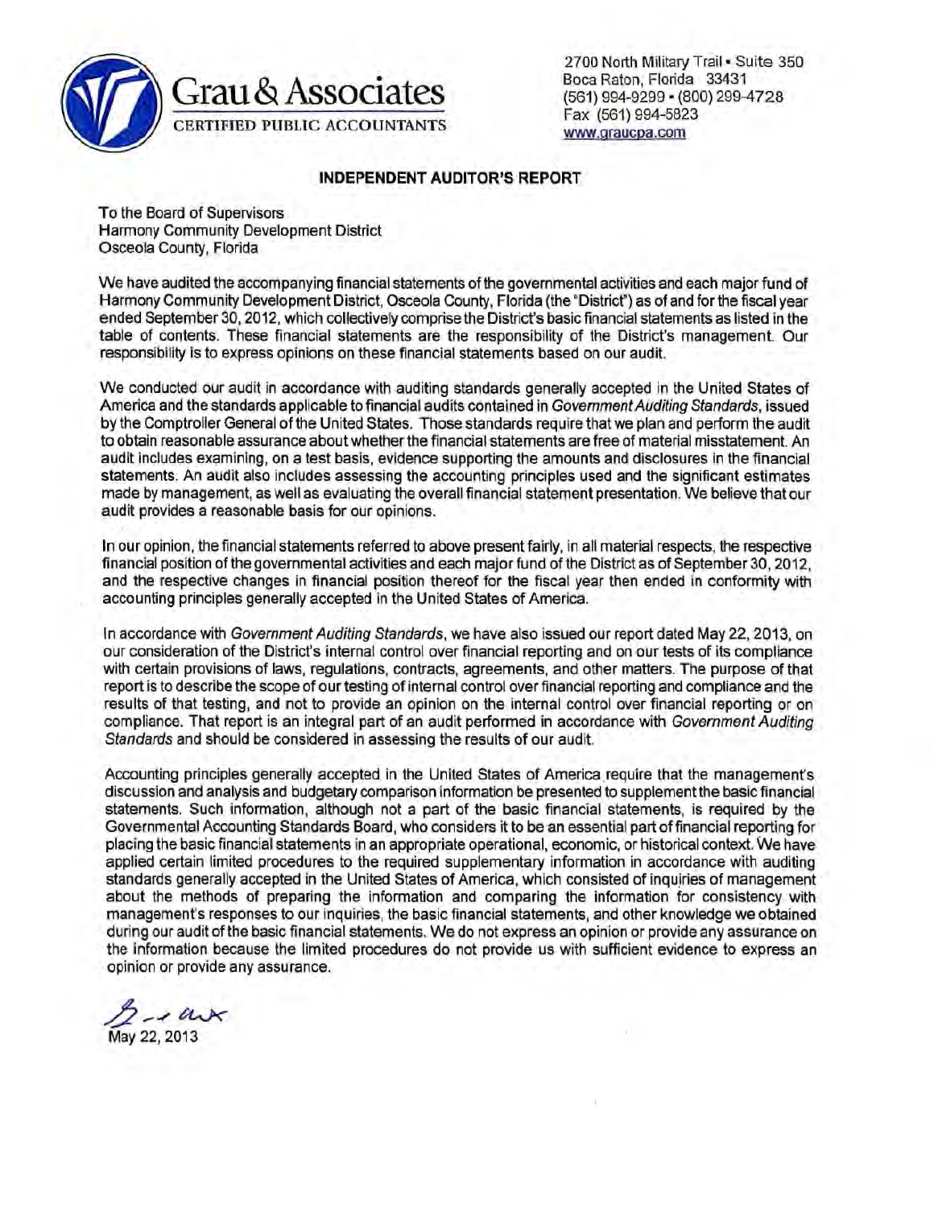**Grau & Associates**
CERTIFIED PUBLIC ACCOUNTANTS

2700 North Military Trail • Suite 350
Boca Raton, Florida 33431
(561) 994-9299 • (800) 299-4728
Fax (561) 994-5823
www.graucpa.com

## INDEPENDENT AUDITOR'S REPORT

To the Board of Supervisors
Harmony Community Development District
Osceola County, Florida

We have audited the accompanying financial statements of the governmental activities and each major fund of Harmony Community Development District, Osceola County, Florida (the "District") as of and for the fiscal year ended September 30, 2012, which collectively comprise the District's basic financial statements as listed in the table of contents. These financial statements are the responsibility of the District's management. Our responsibility is to express opinions on these financial statements based on our audit.

We conducted our audit in accordance with auditing standards generally accepted in the United States of America and the standards applicable to financial audits contained in *Government Auditing Standards*, issued by the Comptroller General of the United States. Those standards require that we plan and perform the audit to obtain reasonable assurance about whether the financial statements are free of material misstatement. An audit includes examining, on a test basis, evidence supporting the amounts and disclosures in the financial statements. An audit also includes assessing the accounting principles used and the significant estimates made by management, as well as evaluating the overall financial statement presentation. We believe that our audit provides a reasonable basis for our opinions.

In our opinion, the financial statements referred to above present fairly, in all material respects, the respective financial position of the governmental activities and each major fund of the District as of September 30, 2012, and the respective changes in financial position thereof for the fiscal year then ended in conformity with accounting principles generally accepted in the United States of America.

In accordance with *Government Auditing Standards*, we have also issued our report dated May 22, 2013, on our consideration of the District's internal control over financial reporting and on our tests of its compliance with certain provisions of laws, regulations, contracts, agreements, and other matters. The purpose of that report is to describe the scope of our testing of internal control over financial reporting and compliance and the results of that testing, and not to provide an opinion on the internal control over financial reporting or on compliance. That report is an integral part of an audit performed in accordance with *Government Auditing Standards* and should be considered in assessing the results of our audit.

Accounting principles generally accepted in the United States of America require that the management's discussion and analysis and budgetary comparison information be presented to supplement the basic financial statements. Such information, although not a part of the basic financial statements, is required by the Governmental Accounting Standards Board, who considers it to be an essential part of financial reporting for placing the basic financial statements in an appropriate operational, economic, or historical context. We have applied certain limited procedures to the required supplementary information in accordance with auditing standards generally accepted in the United States of America, which consisted of inquiries of management about the methods of preparing the information and comparing the information for consistency with management's responses to our inquiries, the basic financial statements, and other knowledge we obtained during our audit of the basic financial statements. We do not express an opinion or provide any assurance on the information because the limited procedures do not provide us with sufficient evidence to express an opinion or provide any assurance.

*Grau*

May 22, 2013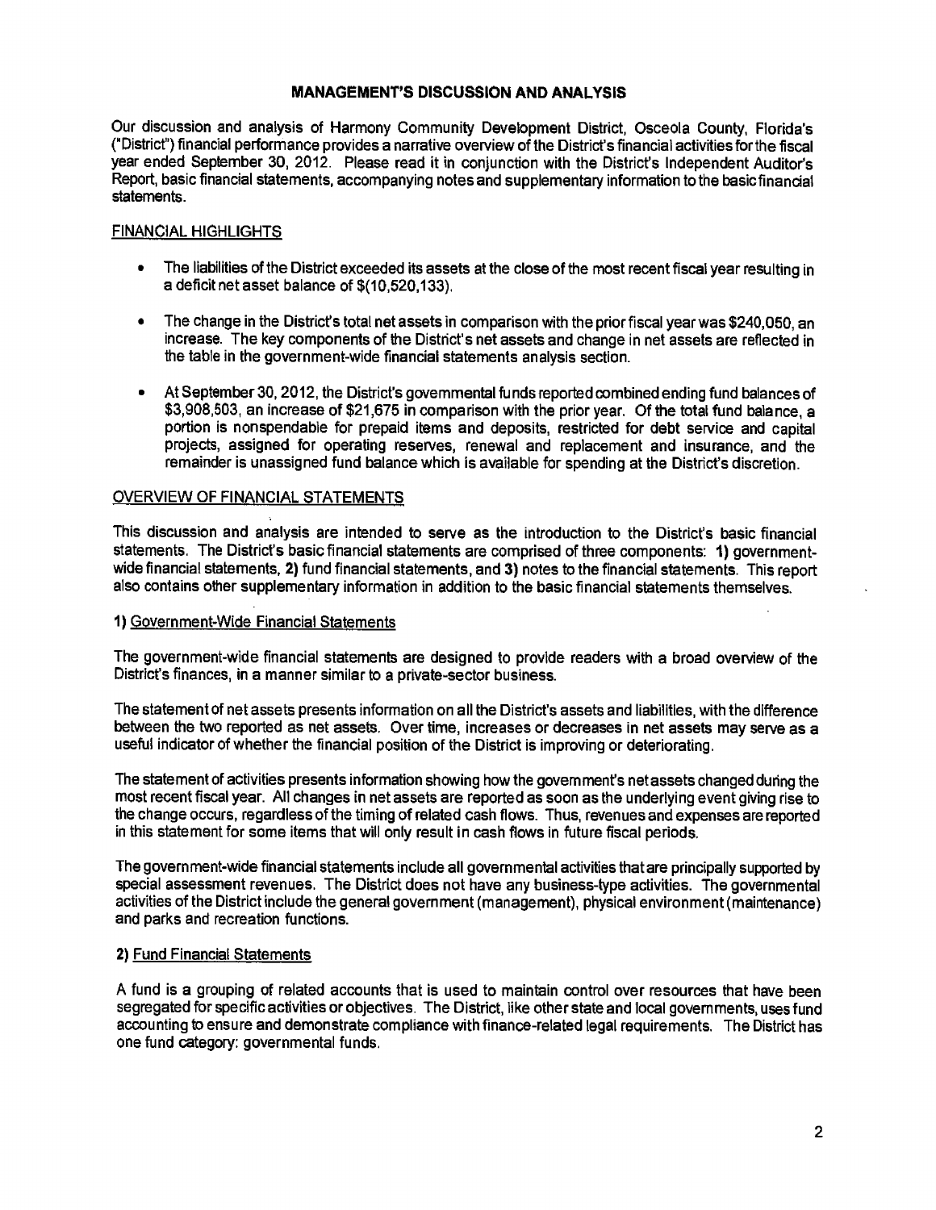# MANAGEMENT'S DISCUSSION AND ANALYSIS

Our discussion and analysis of Harmony Community Development District, Osceola County, Florida's ("District") financial performance provides a narrative overview of the District's financial activities for the fiscal year ended September 30, 2012. Please read it in conjunction with the District's Independent Auditor's Report, basic financial statements, accompanying notes and supplementary information to the basic financial statements.

## FINANCIAL HIGHLIGHTS

- The liabilities of the District exceeded its assets at the close of the most recent fiscal year resulting in a deficit net asset balance of $(10,520,133).
- The change in the District's total net assets in comparison with the prior fiscal year was $240,050, an increase. The key components of the District's net assets and change in net assets are reflected in the table in the government-wide financial statements analysis section.
- At September 30, 2012, the District's governmental funds reported combined ending fund balances of $3,908,503, an increase of $21,675 in comparison with the prior year. Of the total fund balance, a portion is nonspendable for prepaid items and deposits, restricted for debt service and capital projects, assigned for operating reserves, renewal and replacement and insurance, and the remainder is unassigned fund balance which is available for spending at the District's discretion.

## OVERVIEW OF FINANCIAL STATEMENTS

This discussion and analysis are intended to serve as the introduction to the District's basic financial statements. The District's basic financial statements are comprised of three components: **1)** government-wide financial statements, **2)** fund financial statements, and **3)** notes to the financial statements. This report also contains other supplementary information in addition to the basic financial statements themselves.

### 1) Government-Wide Financial Statements

The government-wide financial statements are designed to provide readers with a broad overview of the District's finances, in a manner similar to a private-sector business.

The statement of net assets presents information on all the District's assets and liabilities, with the difference between the two reported as net assets. Over time, increases or decreases in net assets may serve as a useful indicator of whether the financial position of the District is improving or deteriorating.

The statement of activities presents information showing how the government's net assets changed during the most recent fiscal year. All changes in net assets are reported as soon as the underlying event giving rise to the change occurs, regardless of the timing of related cash flows. Thus, revenues and expenses are reported in this statement for some items that will only result in cash flows in future fiscal periods.

The government-wide financial statements include all governmental activities that are principally supported by special assessment revenues. The District does not have any business-type activities. The governmental activities of the District include the general government (management), physical environment (maintenance) and parks and recreation functions.

### 2) Fund Financial Statements

A fund is a grouping of related accounts that is used to maintain control over resources that have been segregated for specific activities or objectives. The District, like other state and local governments, uses fund accounting to ensure and demonstrate compliance with finance-related legal requirements. The District has one fund category: governmental funds.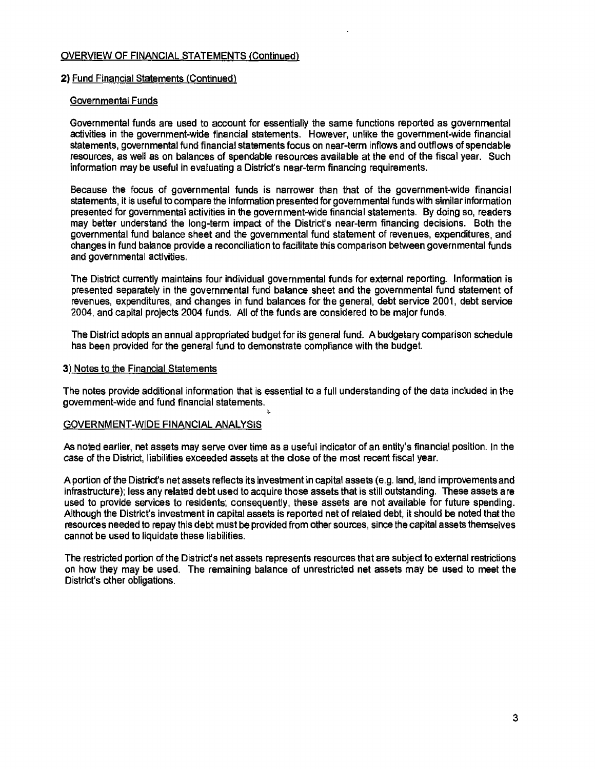## OVERVIEW OF FINANCIAL STATEMENTS (Continued)

### 2) Fund Financial Statements (Continued)

#### Governmental Funds

Governmental funds are used to account for essentially the same functions reported as governmental activities in the government-wide financial statements. However, unlike the government-wide financial statements, governmental fund financial statements focus on near-term inflows and outflows of spendable resources, as well as on balances of spendable resources available at the end of the fiscal year. Such information may be useful in evaluating a District's near-term financing requirements.

Because the focus of governmental funds is narrower than that of the government-wide financial statements, it is useful to compare the information presented for governmental funds with similar information presented for governmental activities in the government-wide financial statements. By doing so, readers may better understand the long-term impact of the District's near-term financing decisions. Both the governmental fund balance sheet and the governmental fund statement of revenues, expenditures, and changes in fund balance provide a reconciliation to facilitate this comparison between governmental funds and governmental activities.

The District currently maintains four individual governmental funds for external reporting. Information is presented separately in the governmental fund balance sheet and the governmental fund statement of revenues, expenditures, and changes in fund balances for the general, debt service 2001, debt service 2004, and capital projects 2004 funds. All of the funds are considered to be major funds.

The District adopts an annual appropriated budget for its general fund. A budgetary comparison schedule has been provided for the general fund to demonstrate compliance with the budget.

### 3) Notes to the Financial Statements

The notes provide additional information that is essential to a full understanding of the data included in the government-wide and fund financial statements.

## GOVERNMENT-WIDE FINANCIAL ANALYSIS

As noted earlier, net assets may serve over time as a useful indicator of an entity's financial position. In the case of the District, liabilities exceeded assets at the close of the most recent fiscal year.

A portion of the District's net assets reflects its investment in capital assets (e.g. land, land improvements and infrastructure); less any related debt used to acquire those assets that is still outstanding. These assets are used to provide services to residents; consequently, these assets are not available for future spending. Although the District's investment in capital assets is reported net of related debt, it should be noted that the resources needed to repay this debt must be provided from other sources, since the capital assets themselves cannot be used to liquidate these liabilities.

The restricted portion of the District's net assets represents resources that are subject to external restrictions on how they may be used. The remaining balance of unrestricted net assets may be used to meet the District's other obligations.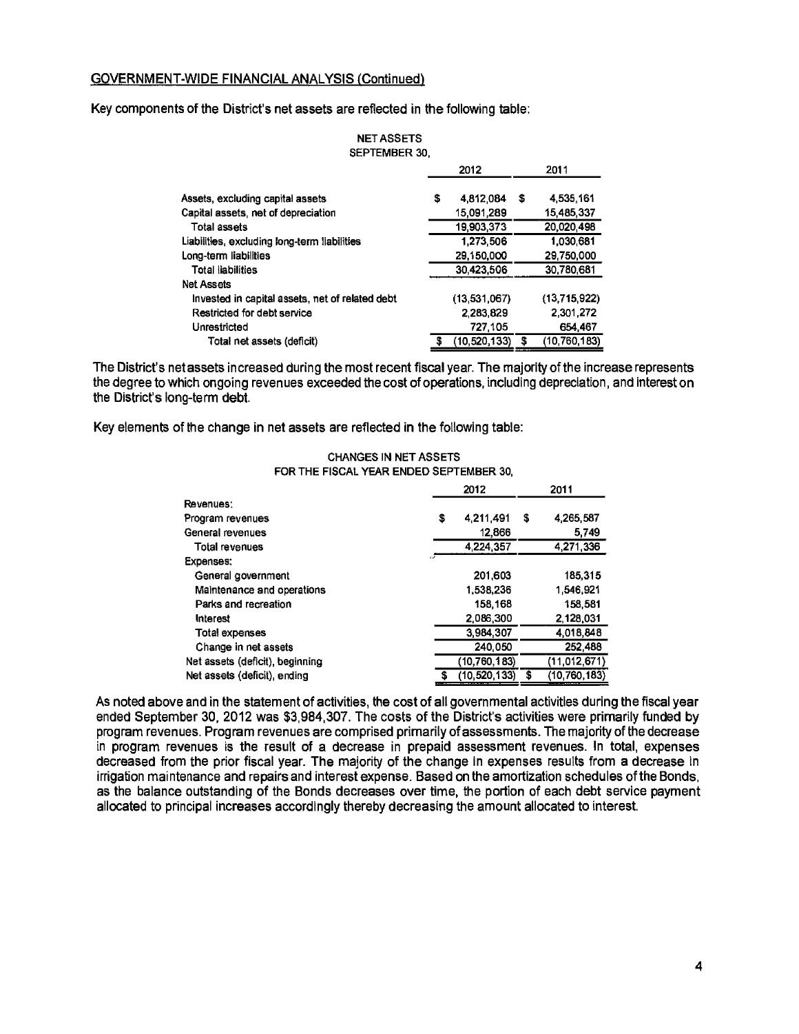## GOVERNMENT-WIDE FINANCIAL ANALYSIS (Continued)

Key components of the District's net assets are reflected in the following table:

NET ASSETS
SEPTEMBER 30,

| | 2012 | 2011 |
|---|---|---|
| Assets, excluding capital assets | $ 4,812,084 | $ 4,535,161 |
| Capital assets, net of depreciation | 15,091,289 | 15,485,337 |
| Total assets | 19,903,373 | 20,020,498 |
| Liabilities, excluding long-term liabilities | 1,273,506 | 1,030,681 |
| Long-term liabilities | 29,150,000 | 29,750,000 |
| Total liabilities | 30,423,506 | 30,780,681 |
| Net Assets | | |
| Invested in capital assets, net of related debt | (13,531,067) | (13,715,922) |
| Restricted for debt service | 2,283,829 | 2,301,272 |
| Unrestricted | 727,105 | 654,467 |
| Total net assets (deficit) | $ (10,520,133) | $ (10,760,183) |

The District's net assets increased during the most recent fiscal year. The majority of the increase represents the degree to which ongoing revenues exceeded the cost of operations, including depreciation, and interest on the District's long-term debt.

Key elements of the change in net assets are reflected in the following table:

CHANGES IN NET ASSETS
FOR THE FISCAL YEAR ENDED SEPTEMBER 30,

| | 2012 | 2011 |
|---|---|---|
| Revenues: | | |
| Program revenues | $ 4,211,491 | $ 4,265,587 |
| General revenues | 12,866 | 5,749 |
| Total revenues | 4,224,357 | 4,271,336 |
| Expenses: | | |
| General government | 201,603 | 185,315 |
| Maintenance and operations | 1,538,236 | 1,546,921 |
| Parks and recreation | 158,168 | 158,581 |
| Interest | 2,086,300 | 2,128,031 |
| Total expenses | 3,984,307 | 4,018,848 |
| Change in net assets | 240,050 | 252,488 |
| Net assets (deficit), beginning | (10,760,183) | (11,012,671) |
| Net assets (deficit), ending | $ (10,520,133) | $ (10,760,183) |

As noted above and in the statement of activities, the cost of all governmental activities during the fiscal year ended September 30, 2012 was $3,984,307. The costs of the District's activities were primarily funded by program revenues. Program revenues are comprised primarily of assessments. The majority of the decrease in program revenues is the result of a decrease in prepaid assessment revenues. In total, expenses decreased from the prior fiscal year. The majority of the change in expenses results from a decrease in irrigation maintenance and repairs and interest expense. Based on the amortization schedules of the Bonds, as the balance outstanding of the Bonds decreases over time, the portion of each debt service payment allocated to principal increases accordingly thereby decreasing the amount allocated to interest.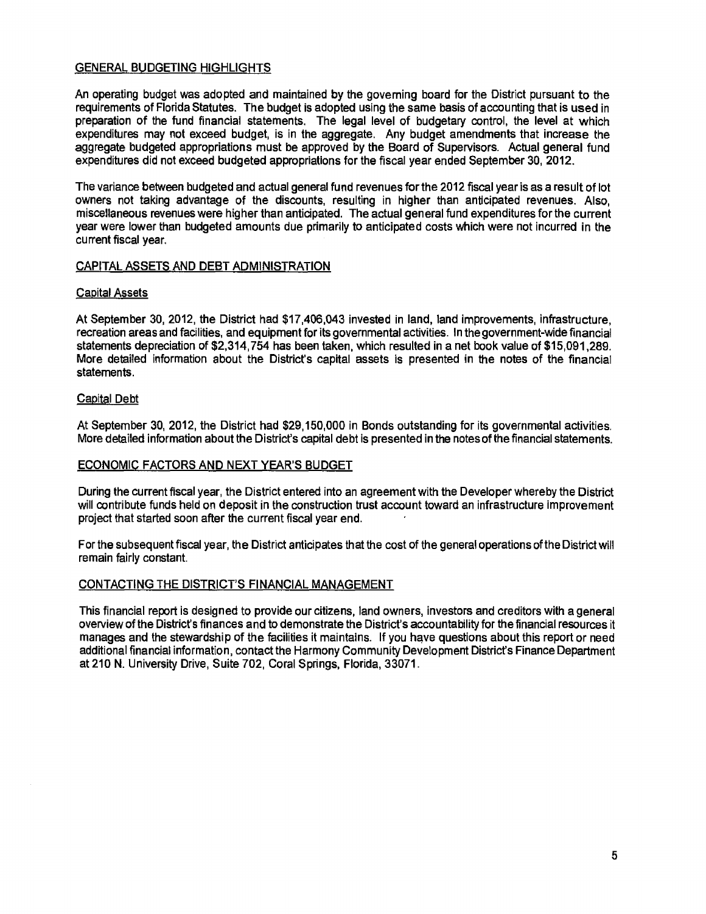## GENERAL BUDGETING HIGHLIGHTS

An operating budget was adopted and maintained by the governing board for the District pursuant to the requirements of Florida Statutes. The budget is adopted using the same basis of accounting that is used in preparation of the fund financial statements. The legal level of budgetary control, the level at which expenditures may not exceed budget, is in the aggregate. Any budget amendments that increase the aggregate budgeted appropriations must be approved by the Board of Supervisors. Actual general fund expenditures did not exceed budgeted appropriations for the fiscal year ended September 30, 2012.

The variance between budgeted and actual general fund revenues for the 2012 fiscal year is as a result of lot owners not taking advantage of the discounts, resulting in higher than anticipated revenues. Also, miscellaneous revenues were higher than anticipated. The actual general fund expenditures for the current year were lower than budgeted amounts due primarily to anticipated costs which were not incurred in the current fiscal year.

## CAPITAL ASSETS AND DEBT ADMINISTRATION

### Capital Assets

At September 30, 2012, the District had $17,406,043 invested in land, land improvements, infrastructure, recreation areas and facilities, and equipment for its governmental activities. In the government-wide financial statements depreciation of $2,314,754 has been taken, which resulted in a net book value of $15,091,289. More detailed information about the District's capital assets is presented in the notes of the financial statements.

### Capital Debt

At September 30, 2012, the District had $29,150,000 in Bonds outstanding for its governmental activities. More detailed information about the District's capital debt is presented in the notes of the financial statements.

## ECONOMIC FACTORS AND NEXT YEAR'S BUDGET

During the current fiscal year, the District entered into an agreement with the Developer whereby the District will contribute funds held on deposit in the construction trust account toward an infrastructure improvement project that started soon after the current fiscal year end.

For the subsequent fiscal year, the District anticipates that the cost of the general operations of the District will remain fairly constant.

## CONTACTING THE DISTRICT'S FINANCIAL MANAGEMENT

This financial report is designed to provide our citizens, land owners, investors and creditors with a general overview of the District's finances and to demonstrate the District's accountability for the financial resources it manages and the stewardship of the facilities it maintains. If you have questions about this report or need additional financial information, contact the Harmony Community Development District's Finance Department at 210 N. University Drive, Suite 702, Coral Springs, Florida, 33071.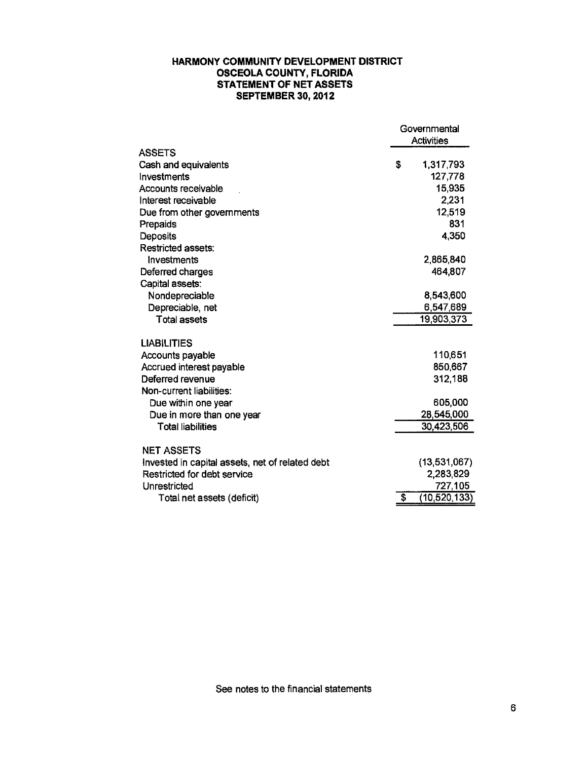# HARMONY COMMUNITY DEVELOPMENT DISTRICT
## OSCEOLA COUNTY, FLORIDA
## STATEMENT OF NET ASSETS
## SEPTEMBER 30, 2012

| | Governmental Activities |
|---|---|
| **ASSETS** | |
| Cash and equivalents | $ 1,317,793 |
| Investments | 127,778 |
| Accounts receivable | 15,935 |
| Interest receivable | 2,231 |
| Due from other governments | 12,519 |
| Prepaids | 831 |
| Deposits | 4,350 |
| Restricted assets: | |
| Investments | 2,865,840 |
| Deferred charges | 464,807 |
| Capital assets: | |
| Nondepreciable | 8,543,600 |
| Depreciable, net | 6,547,689 |
| Total assets | 19,903,373 |
| **LIABILITIES** | |
| Accounts payable | 110,651 |
| Accrued interest payable | 850,667 |
| Deferred revenue | 312,188 |
| Non-current liabilities: | |
| Due within one year | 605,000 |
| Due in more than one year | 28,545,000 |
| Total liabilities | 30,423,506 |
| **NET ASSETS** | |
| Invested in capital assets, net of related debt | (13,531,067) |
| Restricted for debt service | 2,283,829 |
| Unrestricted | 727,105 |
| Total net assets (deficit) | $ (10,520,133) |

See notes to the financial statements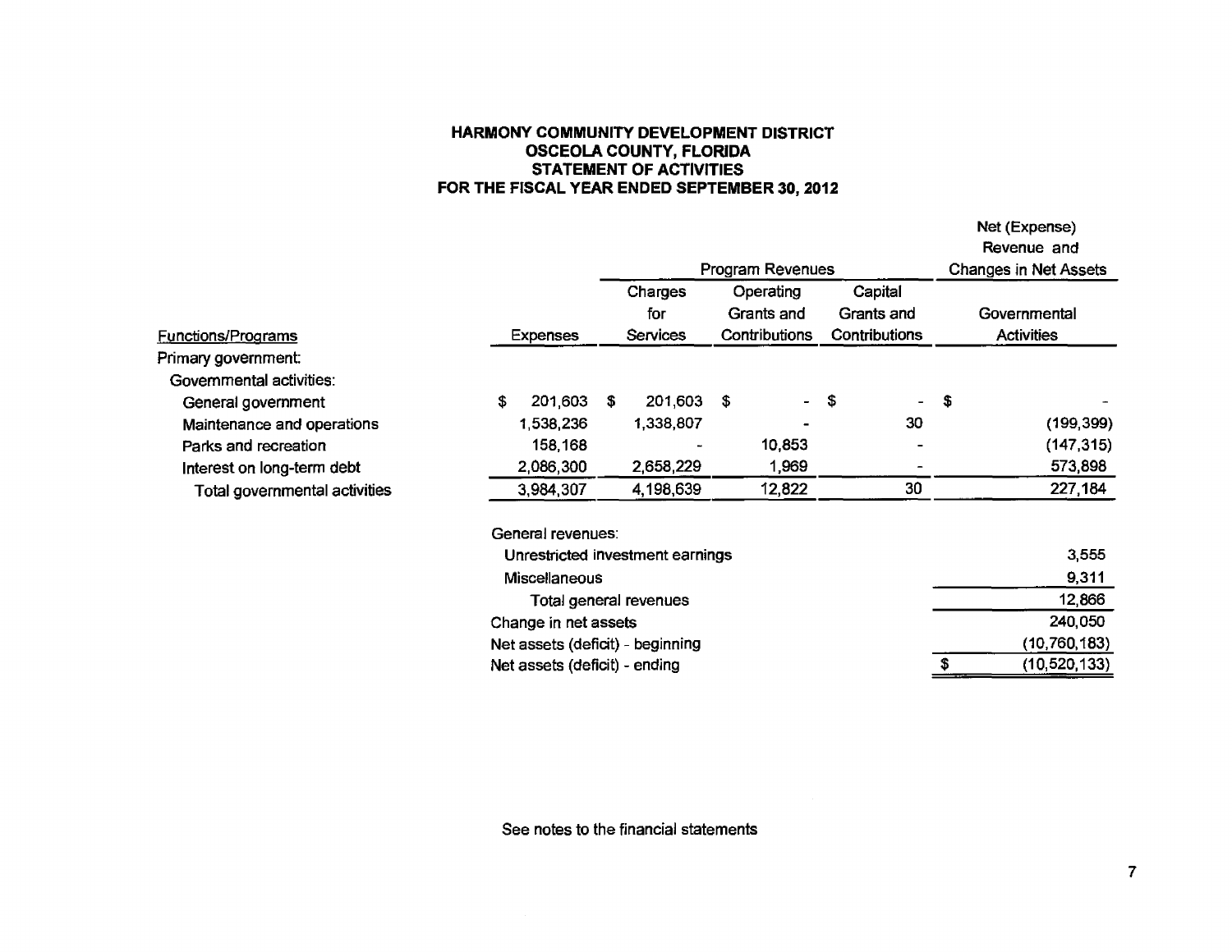# HARMONY COMMUNITY DEVELOPMENT DISTRICT
## OSCEOLA COUNTY, FLORIDA
## STATEMENT OF ACTIVITIES
## FOR THE FISCAL YEAR ENDED SEPTEMBER 30, 2012

| | | Program Revenues | | | Net (Expense) Revenue and Changes in Net Assets |
|---|---|---|---|---|---|
| Functions/Programs | Expenses | Charges for Services | Operating Grants and Contributions | Capital Grants and Contributions | Governmental Activities |
| Primary government: | | | | | |
| Governmental activities: | | | | | |
| General government | $ 201,603 | $ 201,603 | $ - | $ - | $ - |
| Maintenance and operations | 1,538,236 | 1,338,807 | - | 30 | (199,399) |
| Parks and recreation | 158,168 | - | 10,853 | - | (147,315) |
| Interest on long-term debt | 2,086,300 | 2,658,229 | 1,969 | - | 573,898 |
| Total governmental activities | 3,984,307 | 4,198,639 | 12,822 | 30 | 227,184 |
| | | | | | |
| | General revenues: | | | | |
| | Unrestricted investment earnings | | | | 3,555 |
| | Miscellaneous | | | | 9,311 |
| | Total general revenues | | | | 12,866 |
| | Change in net assets | | | | 240,050 |
| | Net assets (deficit) - beginning | | | | (10,760,183) |
| | Net assets (deficit) - ending | | | | $ (10,520,133) |

See notes to the financial statements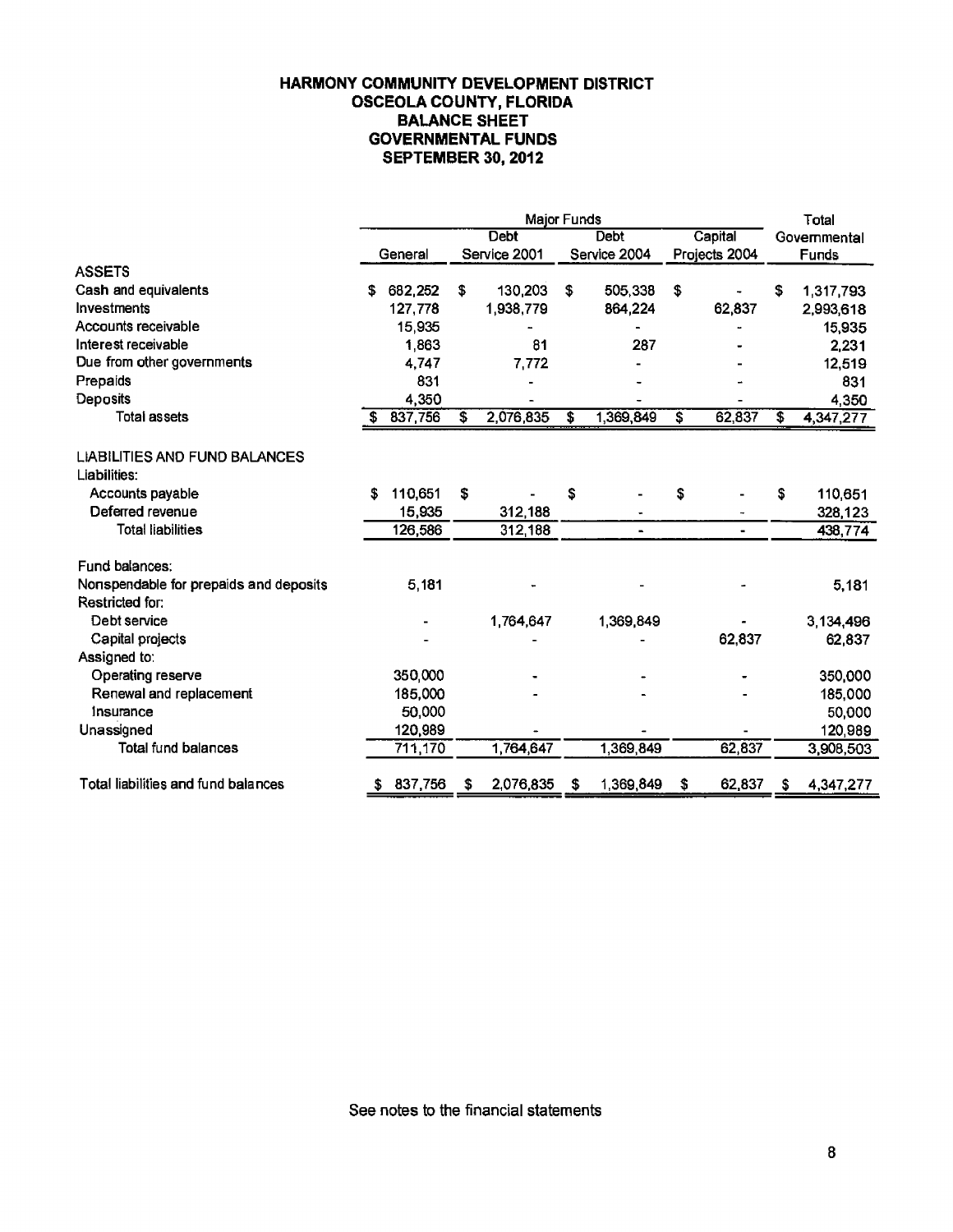# HARMONY COMMUNITY DEVELOPMENT DISTRICT
## OSCEOLA COUNTY, FLORIDA
## BALANCE SHEET
## GOVERNMENTAL FUNDS
## SEPTEMBER 30, 2012

| | Major Funds | | | | Total |
|---|---|---|---|---|---|
| | General | Debt Service 2001 | Debt Service 2004 | Capital Projects 2004 | Governmental Funds |
| **ASSETS** | | | | | |
| Cash and equivalents | $ 682,252 | $ 130,203 | $ 505,338 | $ - | $ 1,317,793 |
| Investments | 127,778 | 1,938,779 | 864,224 | 62,837 | 2,993,618 |
| Accounts receivable | 15,935 | - | - | - | 15,935 |
| Interest receivable | 1,863 | 81 | 287 | - | 2,231 |
| Due from other governments | 4,747 | 7,772 | - | - | 12,519 |
| Prepaids | 831 | - | - | - | 831 |
| Deposits | 4,350 | - | - | - | 4,350 |
| Total assets | $ 837,756 | $ 2,076,835 | $ 1,369,849 | $ 62,837 | $ 4,347,277 |
| | | | | | |
| **LIABILITIES AND FUND BALANCES** | | | | | |
| Liabilities: | | | | | |
| Accounts payable | $ 110,651 | $ - | $ - | $ - | $ 110,651 |
| Deferred revenue | 15,935 | 312,188 | - | - | 328,123 |
| Total liabilities | 126,586 | 312,188 | - | - | 438,774 |
| | | | | | |
| Fund balances: | | | | | |
| Nonspendable for prepaids and deposits | 5,181 | - | - | - | 5,181 |
| Restricted for: | | | | | |
| Debt service | - | 1,764,647 | 1,369,849 | - | 3,134,496 |
| Capital projects | - | - | - | 62,837 | 62,837 |
| Assigned to: | | | | | |
| Operating reserve | 350,000 | - | - | - | 350,000 |
| Renewal and replacement | 185,000 | - | - | - | 185,000 |
| Insurance | 50,000 | | | | 50,000 |
| Unassigned | 120,989 | - | - | - | 120,989 |
| Total fund balances | 711,170 | 1,764,647 | 1,369,849 | 62,837 | 3,908,503 |
| | | | | | |
| Total liabilities and fund balances | $ 837,756 | $ 2,076,835 | $ 1,369,849 | $ 62,837 | $ 4,347,277 |

See notes to the financial statements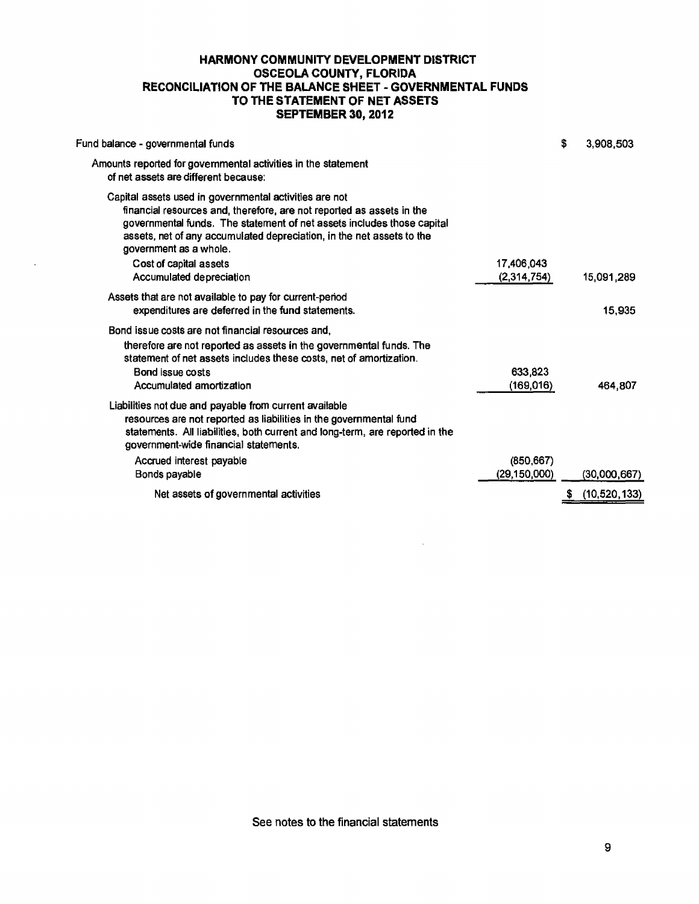# HARMONY COMMUNITY DEVELOPMENT DISTRICT
# OSCEOLA COUNTY, FLORIDA
## RECONCILIATION OF THE BALANCE SHEET - GOVERNMENTAL FUNDS TO THE STATEMENT OF NET ASSETS
## SEPTEMBER 30, 2012

| | | |
|---|---|---|
| Fund balance - governmental funds | | $ 3,908,503 |
| Amounts reported for governmental activities in the statement of net assets are different because: | | |
| Capital assets used in governmental activities are not financial resources and, therefore, are not reported as assets in the governmental funds. The statement of net assets includes those capital assets, net of any accumulated depreciation, in the net assets to the government as a whole. | | |
| Cost of capital assets | 17,406,043 | |
| Accumulated depreciation | (2,314,754) | 15,091,289 |
| Assets that are not available to pay for current-period expenditures are deferred in the fund statements. | | 15,935 |
| Bond issue costs are not financial resources and, therefore are not reported as assets in the governmental funds. The statement of net assets includes these costs, net of amortization. | | |
| Bond issue costs | 633,823 | |
| Accumulated amortization | (169,016) | 464,807 |
| Liabilities not due and payable from current available resources are not reported as liabilities in the governmental fund statements. All liabilities, both current and long-term, are reported in the government-wide financial statements. | | |
| Accrued interest payable | (850,667) | |
| Bonds payable | (29,150,000) | (30,000,667) |
| Net assets of governmental activities | | $ (10,520,133) |

See notes to the financial statements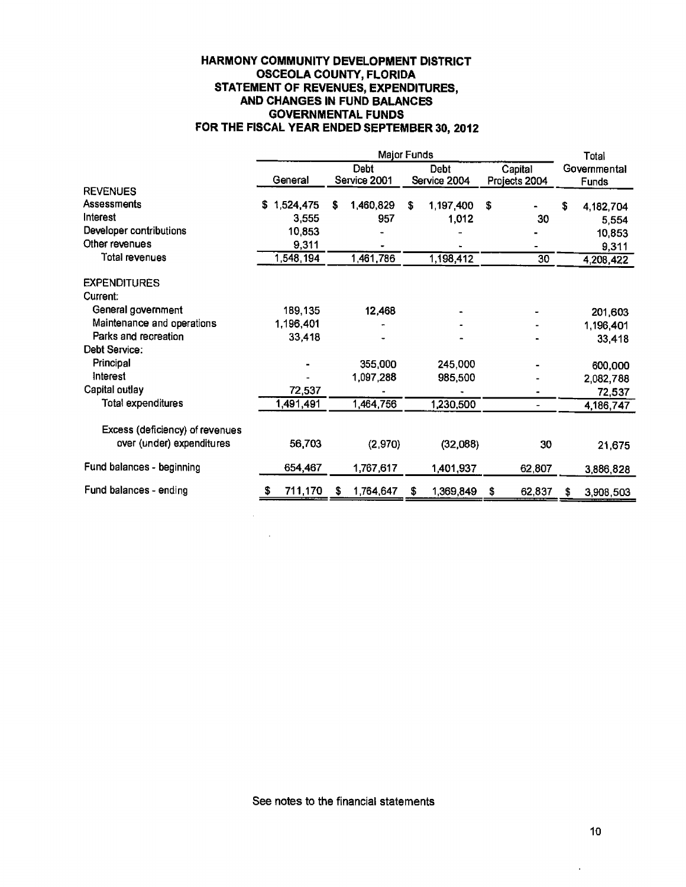# HARMONY COMMUNITY DEVELOPMENT DISTRICT
## OSCEOLA COUNTY, FLORIDA
## STATEMENT OF REVENUES, EXPENDITURES, AND CHANGES IN FUND BALANCES
## GOVERNMENTAL FUNDS
## FOR THE FISCAL YEAR ENDED SEPTEMBER 30, 2012

| | Major Funds | | | | Total |
|---|---|---|---|---|---|
| | General | Debt Service 2001 | Debt Service 2004 | Capital Projects 2004 | Governmental Funds |
| **REVENUES** | | | | | |
| Assessments | $ 1,524,475 | $ 1,460,829 | $ 1,197,400 | $ - | $ 4,182,704 |
| Interest | 3,555 | 957 | 1,012 | 30 | 5,554 |
| Developer contributions | 10,853 | - | - | - | 10,853 |
| Other revenues | 9,311 | - | - | - | 9,311 |
| Total revenues | 1,548,194 | 1,461,786 | 1,198,412 | 30 | 4,208,422 |
| **EXPENDITURES** | | | | | |
| Current: | | | | | |
| General government | 189,135 | 12,468 | - | - | 201,603 |
| Maintenance and operations | 1,196,401 | - | - | - | 1,196,401 |
| Parks and recreation | 33,418 | - | - | - | 33,418 |
| Debt Service: | | | | | |
| Principal | - | 355,000 | 245,000 | - | 600,000 |
| Interest | - | 1,097,288 | 985,500 | - | 2,082,788 |
| Capital outlay | 72,537 | - | - | - | 72,537 |
| Total expenditures | 1,491,491 | 1,464,756 | 1,230,500 | - | 4,186,747 |
| Excess (deficiency) of revenues over (under) expenditures | 56,703 | (2,970) | (32,088) | 30 | 21,675 |
| Fund balances - beginning | 654,467 | 1,767,617 | 1,401,937 | 62,807 | 3,886,828 |
| Fund balances - ending | $ 711,170 | $ 1,764,647 | $ 1,369,849 | $ 62,837 | $ 3,908,503 |

See notes to the financial statements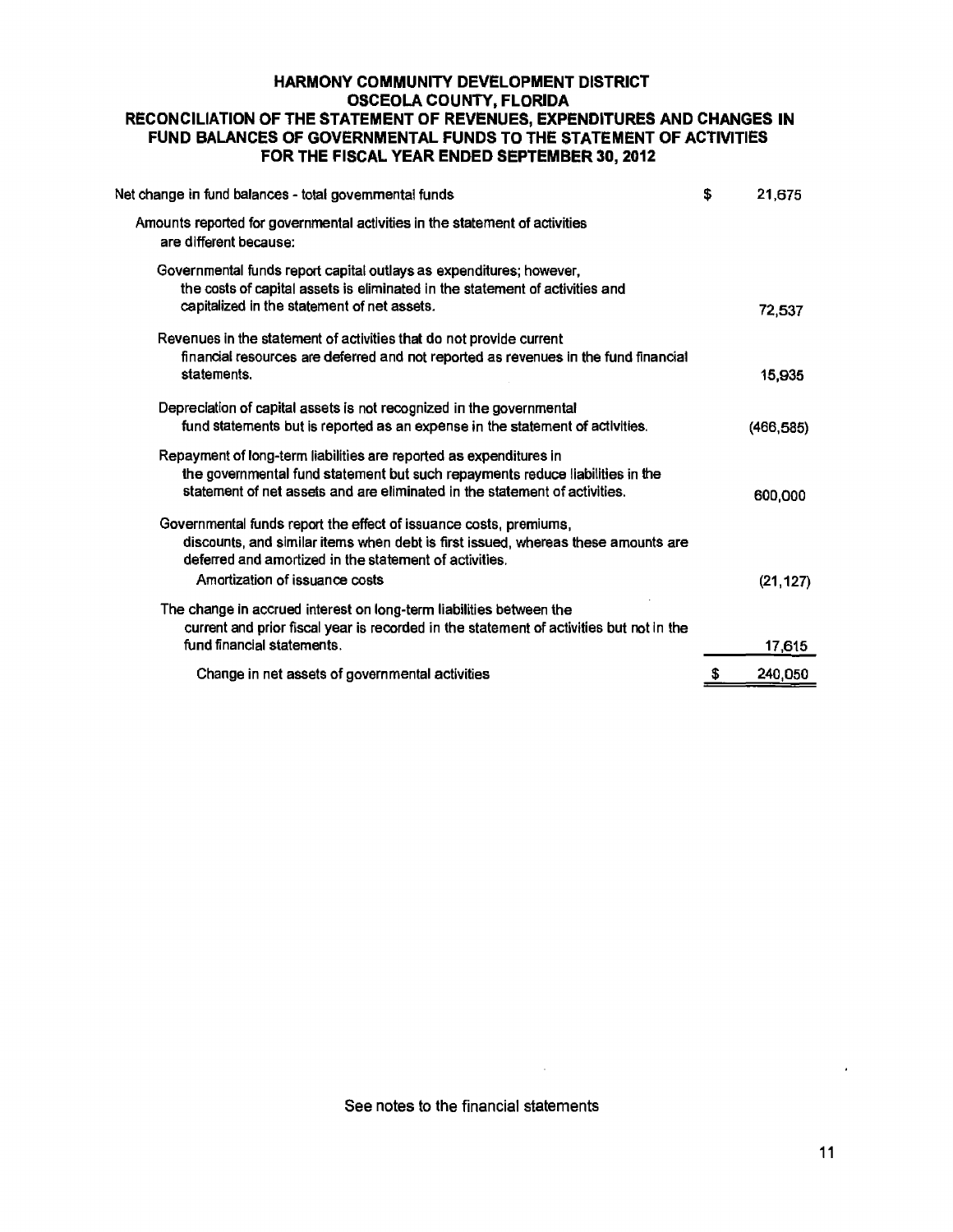# HARMONY COMMUNITY DEVELOPMENT DISTRICT
## OSCEOLA COUNTY, FLORIDA
## RECONCILIATION OF THE STATEMENT OF REVENUES, EXPENDITURES AND CHANGES IN FUND BALANCES OF GOVERNMENTAL FUNDS TO THE STATEMENT OF ACTIVITIES
## FOR THE FISCAL YEAR ENDED SEPTEMBER 30, 2012

| | |
|---|---|
| Net change in fund balances - total governmental funds | $ 21,675 |
| Amounts reported for governmental activities in the statement of activities are different because: | |
| Governmental funds report capital outlays as expenditures; however, the costs of capital assets is eliminated in the statement of activities and capitalized in the statement of net assets. | 72,537 |
| Revenues in the statement of activities that do not provide current financial resources are deferred and not reported as revenues in the fund financial statements. | 15,935 |
| Depreciation of capital assets is not recognized in the governmental fund statements but is reported as an expense in the statement of activities. | (466,585) |
| Repayment of long-term liabilities are reported as expenditures in the governmental fund statement but such repayments reduce liabilities in the statement of net assets and are eliminated in the statement of activities. | 600,000 |
| Governmental funds report the effect of issuance costs, premiums, discounts, and similar items when debt is first issued, whereas these amounts are deferred and amortized in the statement of activities. | |
| Amortization of issuance costs | (21,127) |
| The change in accrued interest on long-term liabilities between the current and prior fiscal year is recorded in the statement of activities but not in the fund financial statements. | 17,615 |
| Change in net assets of governmental activities | $ 240,050 |

See notes to the financial statements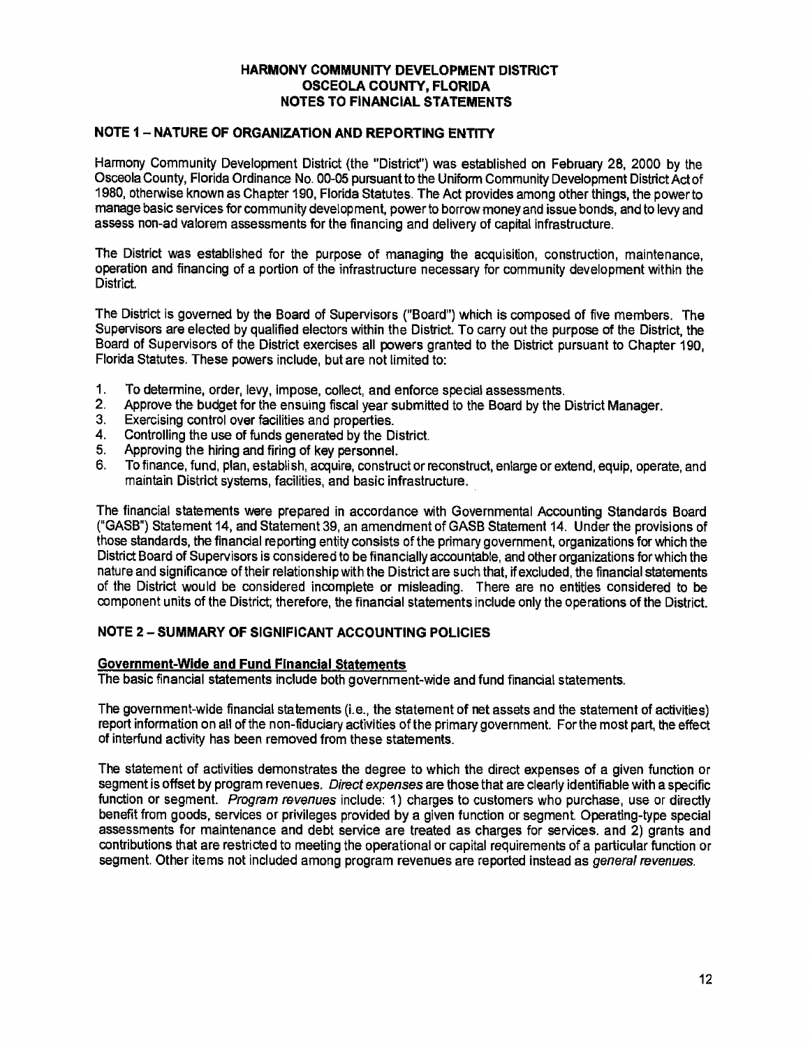# HARMONY COMMUNITY DEVELOPMENT DISTRICT
# OSCEOLA COUNTY, FLORIDA
# NOTES TO FINANCIAL STATEMENTS

## NOTE 1 – NATURE OF ORGANIZATION AND REPORTING ENTITY

Harmony Community Development District (the "District") was established on February 28, 2000 by the Osceola County, Florida Ordinance No. 00-05 pursuant to the Uniform Community Development District Act of 1980, otherwise known as Chapter 190, Florida Statutes. The Act provides among other things, the power to manage basic services for community development, power to borrow money and issue bonds, and to levy and assess non-ad valorem assessments for the financing and delivery of capital infrastructure.

The District was established for the purpose of managing the acquisition, construction, maintenance, operation and financing of a portion of the infrastructure necessary for community development within the District.

The District is governed by the Board of Supervisors ("Board") which is composed of five members. The Supervisors are elected by qualified electors within the District. To carry out the purpose of the District, the Board of Supervisors of the District exercises all powers granted to the District pursuant to Chapter 190, Florida Statutes. These powers include, but are not limited to:

1. To determine, order, levy, impose, collect, and enforce special assessments.
2. Approve the budget for the ensuing fiscal year submitted to the Board by the District Manager.
3. Exercising control over facilities and properties.
4. Controlling the use of funds generated by the District.
5. Approving the hiring and firing of key personnel.
6. To finance, fund, plan, establish, acquire, construct or reconstruct, enlarge or extend, equip, operate, and maintain District systems, facilities, and basic infrastructure.

The financial statements were prepared in accordance with Governmental Accounting Standards Board ("GASB") Statement 14, and Statement 39, an amendment of GASB Statement 14. Under the provisions of those standards, the financial reporting entity consists of the primary government, organizations for which the District Board of Supervisors is considered to be financially accountable, and other organizations for which the nature and significance of their relationship with the District are such that, if excluded, the financial statements of the District would be considered incomplete or misleading. There are no entities considered to be component units of the District; therefore, the financial statements include only the operations of the District.

## NOTE 2 – SUMMARY OF SIGNIFICANT ACCOUNTING POLICIES

### Government-Wide and Fund Financial Statements

The basic financial statements include both government-wide and fund financial statements.

The government-wide financial statements (i.e., the statement of net assets and the statement of activities) report information on all of the non-fiduciary activities of the primary government. For the most part, the effect of interfund activity has been removed from these statements.

The statement of activities demonstrates the degree to which the direct expenses of a given function or segment is offset by program revenues. *Direct expenses* are those that are clearly identifiable with a specific function or segment. *Program revenues* include: 1) charges to customers who purchase, use or directly benefit from goods, services or privileges provided by a given function or segment. Operating-type special assessments for maintenance and debt service are treated as charges for services. and 2) grants and contributions that are restricted to meeting the operational or capital requirements of a particular function or segment. Other items not included among program revenues are reported instead as *general revenues*.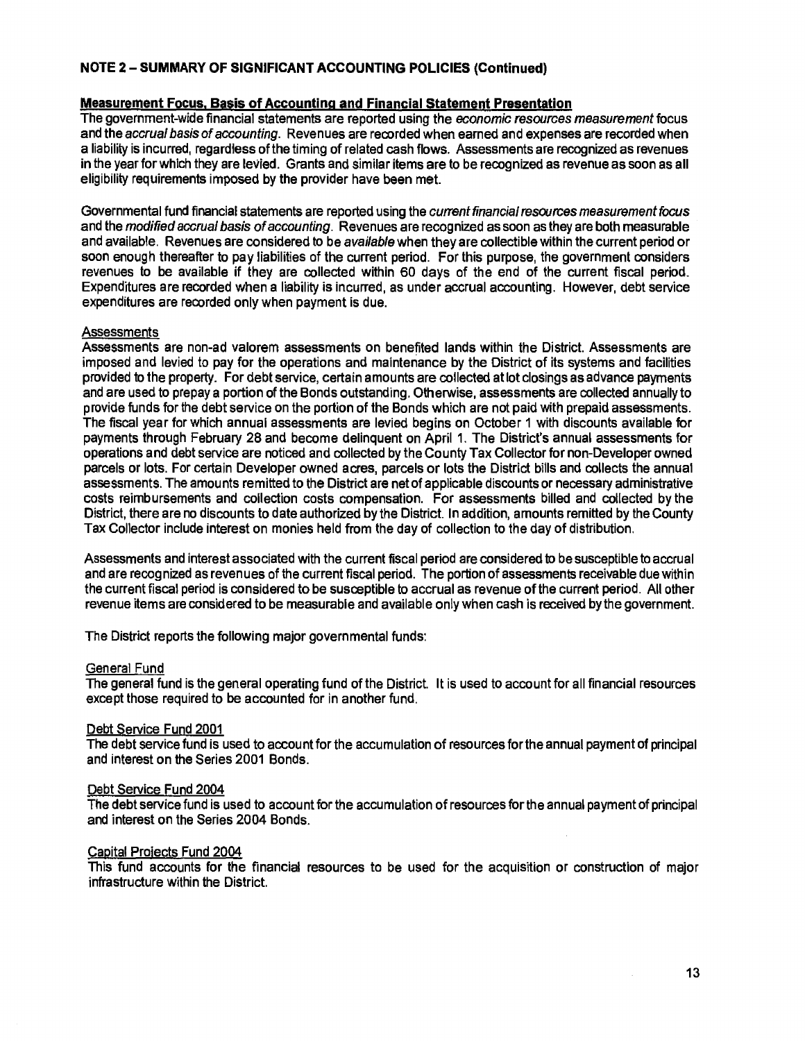**NOTE 2 – SUMMARY OF SIGNIFICANT ACCOUNTING POLICIES (Continued)**

**Measurement Focus, Basis of Accounting and Financial Statement Presentation**

The government-wide financial statements are reported using the *economic resources measurement* focus and the *accrual basis of accounting*. Revenues are recorded when earned and expenses are recorded when a liability is incurred, regardless of the timing of related cash flows. Assessments are recognized as revenues in the year for which they are levied. Grants and similar items are to be recognized as revenue as soon as all eligibility requirements imposed by the provider have been met.

Governmental fund financial statements are reported using the *current financial resources measurement focus* and the *modified accrual basis of accounting*. Revenues are recognized as soon as they are both measurable and available. Revenues are considered to be *available* when they are collectible within the current period or soon enough thereafter to pay liabilities of the current period. For this purpose, the government considers revenues to be available if they are collected within 60 days of the end of the current fiscal period. Expenditures are recorded when a liability is incurred, as under accrual accounting. However, debt service expenditures are recorded only when payment is due.

Assessments

Assessments are non-ad valorem assessments on benefited lands within the District. Assessments are imposed and levied to pay for the operations and maintenance by the District of its systems and facilities provided to the property. For debt service, certain amounts are collected at lot closings as advance payments and are used to prepay a portion of the Bonds outstanding. Otherwise, assessments are collected annually to provide funds for the debt service on the portion of the Bonds which are not paid with prepaid assessments. The fiscal year for which annual assessments are levied begins on October 1 with discounts available for payments through February 28 and become delinquent on April 1. The District's annual assessments for operations and debt service are noticed and collected by the County Tax Collector for non-Developer owned parcels or lots. For certain Developer owned acres, parcels or lots the District bills and collects the annual assessments. The amounts remitted to the District are net of applicable discounts or necessary administrative costs reimbursements and collection costs compensation. For assessments billed and collected by the District, there are no discounts to date authorized by the District. In addition, amounts remitted by the County Tax Collector include interest on monies held from the day of collection to the day of distribution.

Assessments and interest associated with the current fiscal period are considered to be susceptible to accrual and are recognized as revenues of the current fiscal period. The portion of assessments receivable due within the current fiscal period is considered to be susceptible to accrual as revenue of the current period. All other revenue items are considered to be measurable and available only when cash is received by the government.

The District reports the following major governmental funds:

General Fund

The general fund is the general operating fund of the District. It is used to account for all financial resources except those required to be accounted for in another fund.

Debt Service Fund 2001

The debt service fund is used to account for the accumulation of resources for the annual payment of principal and interest on the Series 2001 Bonds.

Debt Service Fund 2004

The debt service fund is used to account for the accumulation of resources for the annual payment of principal and interest on the Series 2004 Bonds.

Capital Projects Fund 2004

This fund accounts for the financial resources to be used for the acquisition or construction of major infrastructure within the District.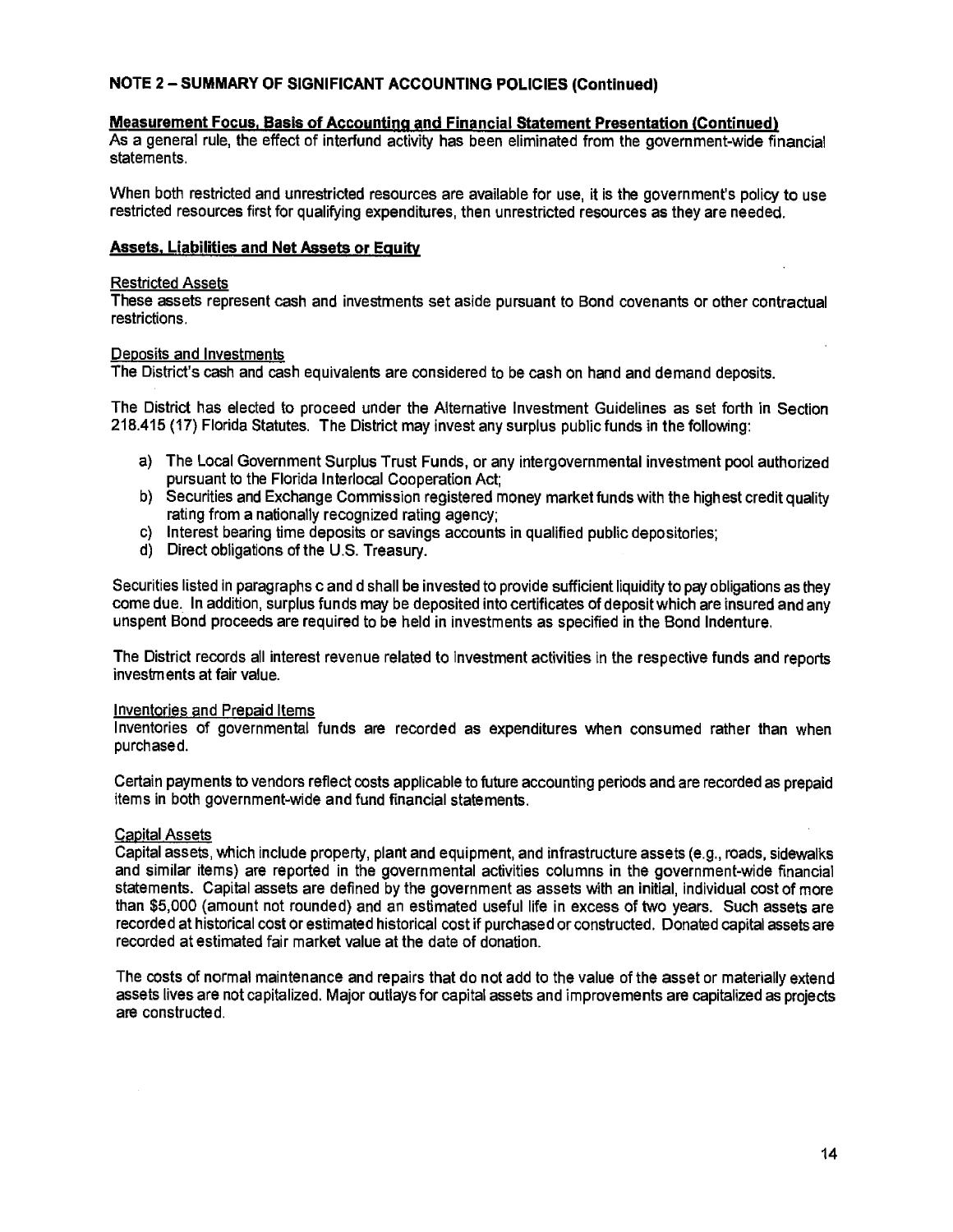## NOTE 2 – SUMMARY OF SIGNIFICANT ACCOUNTING POLICIES (Continued)

**Measurement Focus, Basis of Accounting and Financial Statement Presentation (Continued)**

As a general rule, the effect of interfund activity has been eliminated from the government-wide financial statements.

When both restricted and unrestricted resources are available for use, it is the government's policy to use restricted resources first for qualifying expenditures, then unrestricted resources as they are needed.

**Assets, Liabilities and Net Assets or Equity**

Restricted Assets

These assets represent cash and investments set aside pursuant to Bond covenants or other contractual restrictions.

Deposits and Investments

The District's cash and cash equivalents are considered to be cash on hand and demand deposits.

The District has elected to proceed under the Alternative Investment Guidelines as set forth in Section 218.415 (17) Florida Statutes. The District may invest any surplus public funds in the following:

a) The Local Government Surplus Trust Funds, or any intergovernmental investment pool authorized pursuant to the Florida Interlocal Cooperation Act;
b) Securities and Exchange Commission registered money market funds with the highest credit quality rating from a nationally recognized rating agency;
c) Interest bearing time deposits or savings accounts in qualified public depositories;
d) Direct obligations of the U.S. Treasury.

Securities listed in paragraphs c and d shall be invested to provide sufficient liquidity to pay obligations as they come due. In addition, surplus funds may be deposited into certificates of deposit which are insured and any unspent Bond proceeds are required to be held in investments as specified in the Bond Indenture.

The District records all interest revenue related to investment activities in the respective funds and reports investments at fair value.

Inventories and Prepaid Items

Inventories of governmental funds are recorded as expenditures when consumed rather than when purchased.

Certain payments to vendors reflect costs applicable to future accounting periods and are recorded as prepaid items in both government-wide and fund financial statements.

Capital Assets

Capital assets, which include property, plant and equipment, and infrastructure assets (e.g., roads, sidewalks and similar items) are reported in the governmental activities columns in the government-wide financial statements. Capital assets are defined by the government as assets with an initial, individual cost of more than $5,000 (amount not rounded) and an estimated useful life in excess of two years. Such assets are recorded at historical cost or estimated historical cost if purchased or constructed. Donated capital assets are recorded at estimated fair market value at the date of donation.

The costs of normal maintenance and repairs that do not add to the value of the asset or materially extend assets lives are not capitalized. Major outlays for capital assets and improvements are capitalized as projects are constructed.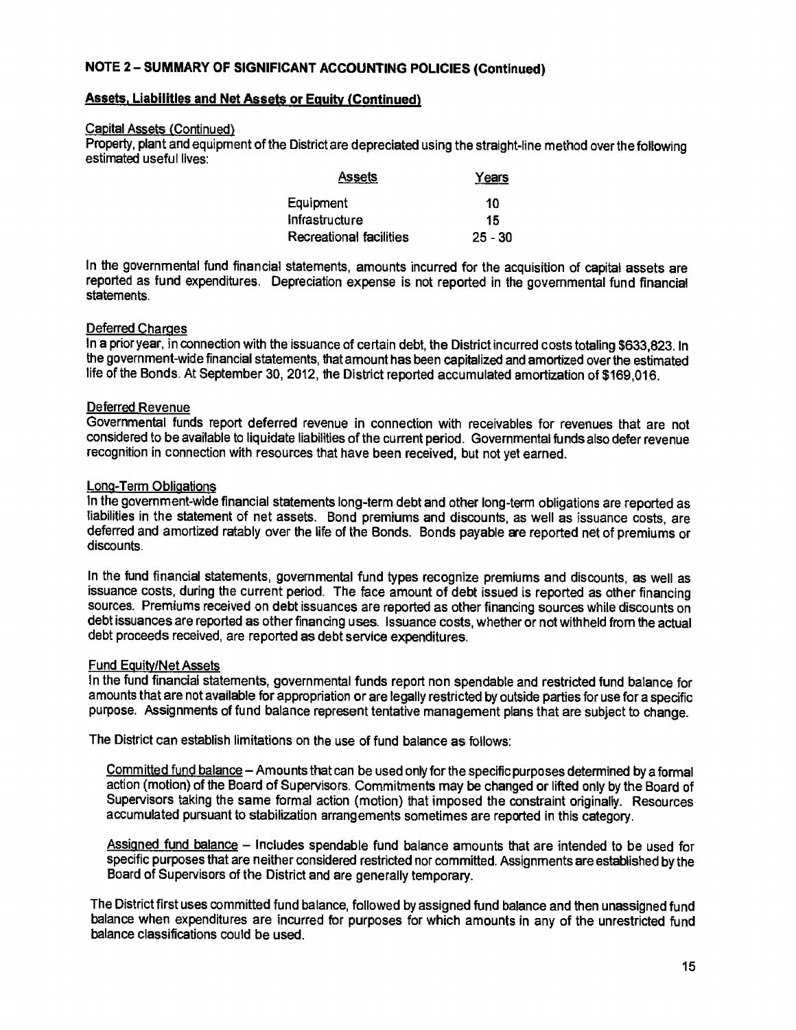## NOTE 2 – SUMMARY OF SIGNIFICANT ACCOUNTING POLICIES (Continued)

### Assets, Liabilities and Net Assets or Equity (Continued)

Capital Assets (Continued)

Property, plant and equipment of the District are depreciated using the straight-line method over the following estimated useful lives:

| Assets | Years |
|---|---|
| Equipment | 10 |
| Infrastructure | 15 |
| Recreational facilities | 25 - 30 |

In the governmental fund financial statements, amounts incurred for the acquisition of capital assets are reported as fund expenditures. Depreciation expense is not reported in the governmental fund financial statements.

Deferred Charges

In a prior year, in connection with the issuance of certain debt, the District incurred costs totaling $633,823. In the government-wide financial statements, that amount has been capitalized and amortized over the estimated life of the Bonds. At September 30, 2012, the District reported accumulated amortization of $169,016.

Deferred Revenue

Governmental funds report deferred revenue in connection with receivables for revenues that are not considered to be available to liquidate liabilities of the current period. Governmental funds also defer revenue recognition in connection with resources that have been received, but not yet earned.

Long-Term Obligations

In the government-wide financial statements long-term debt and other long-term obligations are reported as liabilities in the statement of net assets. Bond premiums and discounts, as well as issuance costs, are deferred and amortized ratably over the life of the Bonds. Bonds payable are reported net of premiums or discounts.

In the fund financial statements, governmental fund types recognize premiums and discounts, as well as issuance costs, during the current period. The face amount of debt issued is reported as other financing sources. Premiums received on debt issuances are reported as other financing sources while discounts on debt issuances are reported as other financing uses. Issuance costs, whether or not withheld from the actual debt proceeds received, are reported as debt service expenditures.

Fund Equity/Net Assets

In the fund financial statements, governmental funds report non spendable and restricted fund balance for amounts that are not available for appropriation or are legally restricted by outside parties for use for a specific purpose. Assignments of fund balance represent tentative management plans that are subject to change.

The District can establish limitations on the use of fund balance as follows:

Committed fund balance – Amounts that can be used only for the specific purposes determined by a formal action (motion) of the Board of Supervisors. Commitments may be changed or lifted only by the Board of Supervisors taking the same formal action (motion) that imposed the constraint originally. Resources accumulated pursuant to stabilization arrangements sometimes are reported in this category.

Assigned fund balance – Includes spendable fund balance amounts that are intended to be used for specific purposes that are neither considered restricted nor committed. Assignments are established by the Board of Supervisors of the District and are generally temporary.

The District first uses committed fund balance, followed by assigned fund balance and then unassigned fund balance when expenditures are incurred for purposes for which amounts in any of the unrestricted fund balance classifications could be used.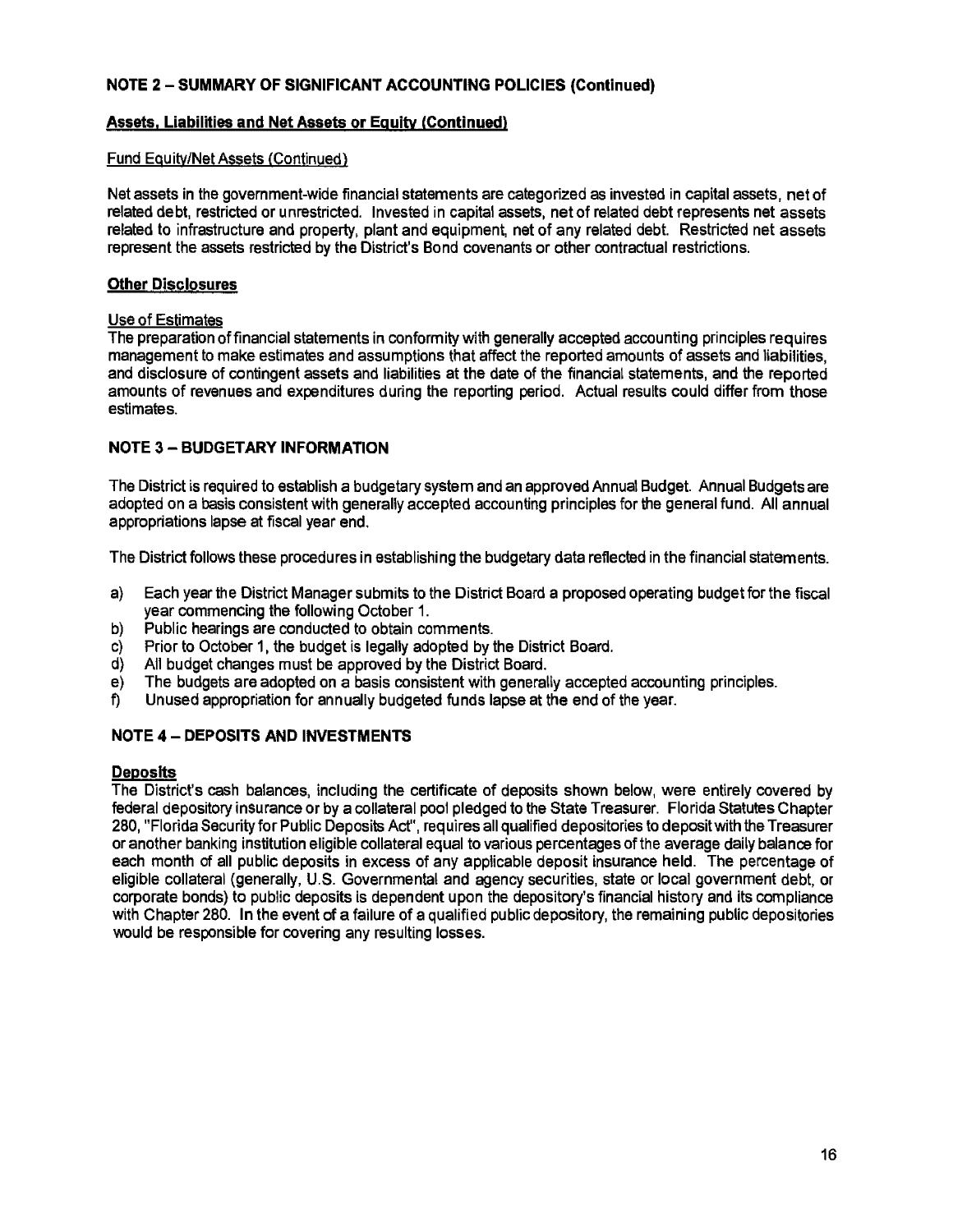## NOTE 2 – SUMMARY OF SIGNIFICANT ACCOUNTING POLICIES (Continued)

### Assets, Liabilities and Net Assets or Equity (Continued)

#### Fund Equity/Net Assets (Continued)

Net assets in the government-wide financial statements are categorized as invested in capital assets, net of related debt, restricted or unrestricted. Invested in capital assets, net of related debt represents net assets related to infrastructure and property, plant and equipment, net of any related debt. Restricted net assets represent the assets restricted by the District's Bond covenants or other contractual restrictions.

### Other Disclosures

#### Use of Estimates

The preparation of financial statements in conformity with generally accepted accounting principles requires management to make estimates and assumptions that affect the reported amounts of assets and liabilities, and disclosure of contingent assets and liabilities at the date of the financial statements, and the reported amounts of revenues and expenditures during the reporting period. Actual results could differ from those estimates.

## NOTE 3 – BUDGETARY INFORMATION

The District is required to establish a budgetary system and an approved Annual Budget. Annual Budgets are adopted on a basis consistent with generally accepted accounting principles for the general fund. All annual appropriations lapse at fiscal year end.

The District follows these procedures in establishing the budgetary data reflected in the financial statements.

a) Each year the District Manager submits to the District Board a proposed operating budget for the fiscal year commencing the following October 1.
b) Public hearings are conducted to obtain comments.
c) Prior to October 1, the budget is legally adopted by the District Board.
d) All budget changes must be approved by the District Board.
e) The budgets are adopted on a basis consistent with generally accepted accounting principles.
f) Unused appropriation for annually budgeted funds lapse at the end of the year.

## NOTE 4 – DEPOSITS AND INVESTMENTS

### Deposits

The District's cash balances, including the certificate of deposits shown below, were entirely covered by federal depository insurance or by a collateral pool pledged to the State Treasurer. Florida Statutes Chapter 280, "Florida Security for Public Deposits Act", requires all qualified depositories to deposit with the Treasurer or another banking institution eligible collateral equal to various percentages of the average daily balance for each month of all public deposits in excess of any applicable deposit insurance held. The percentage of eligible collateral (generally, U.S. Governmental and agency securities, state or local government debt, or corporate bonds) to public deposits is dependent upon the depository's financial history and its compliance with Chapter 280. In the event of a failure of a qualified public depository, the remaining public depositories would be responsible for covering any resulting losses.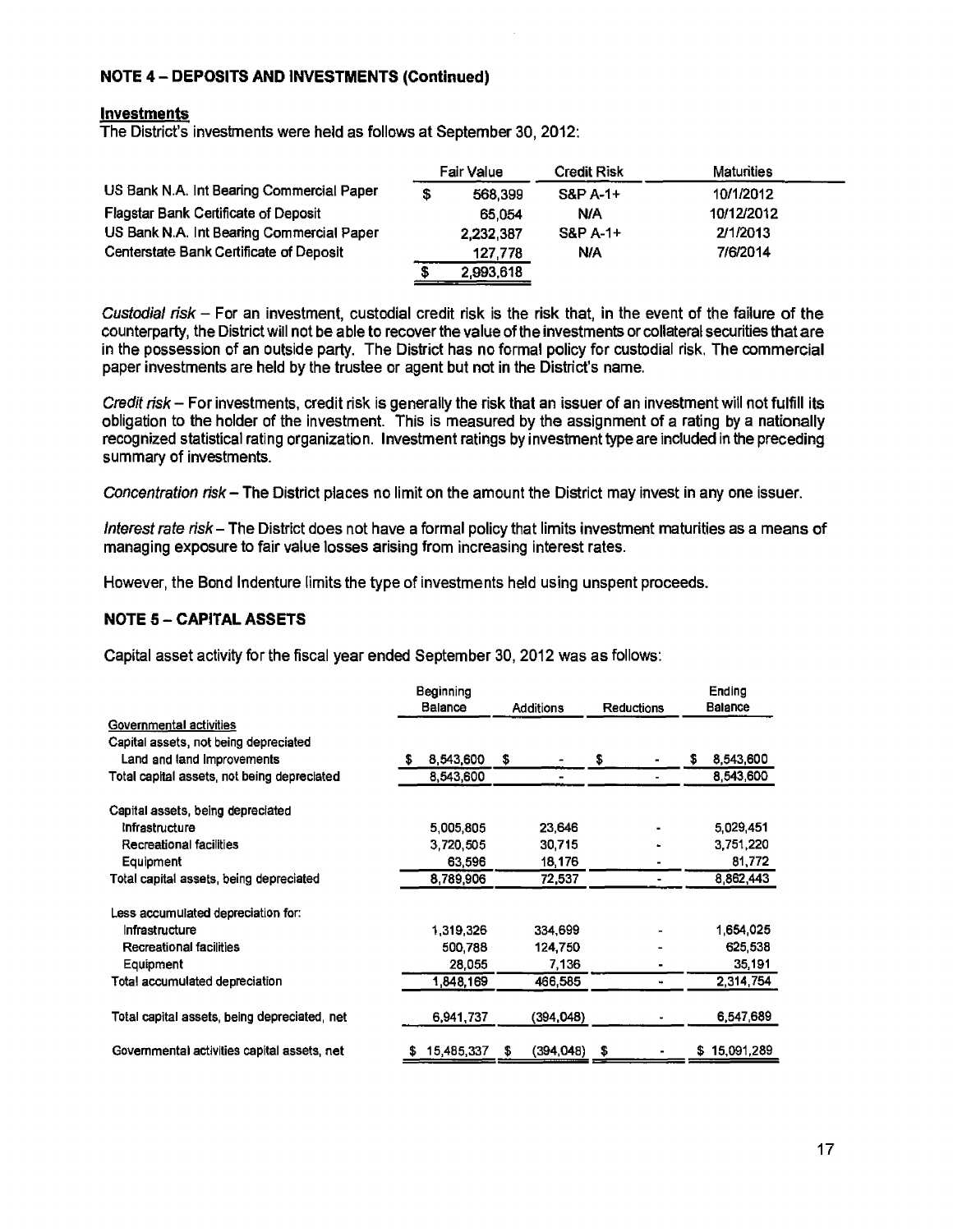## NOTE 4 – DEPOSITS AND INVESTMENTS (Continued)

**Investments**

The District's investments were held as follows at September 30, 2012:

| | Fair Value | Credit Risk | Maturities |
|---|---|---|---|
| US Bank N.A. Int Bearing Commercial Paper | $ 568,399 | S&P A-1+ | 10/1/2012 |
| Flagstar Bank Certificate of Deposit | 65,054 | N/A | 10/12/2012 |
| US Bank N.A. Int Bearing Commercial Paper | 2,232,387 | S&P A-1+ | 2/1/2013 |
| Centerstate Bank Certificate of Deposit | 127,778 | N/A | 7/6/2014 |
| | $ 2,993,618 | | |

*Custodial risk* – For an investment, custodial credit risk is the risk that, in the event of the failure of the counterparty, the District will not be able to recover the value of the investments or collateral securities that are in the possession of an outside party. The District has no formal policy for custodial risk. The commercial paper investments are held by the trustee or agent but not in the District's name.

*Credit risk* – For investments, credit risk is generally the risk that an issuer of an investment will not fulfill its obligation to the holder of the investment. This is measured by the assignment of a rating by a nationally recognized statistical rating organization. Investment ratings by investment type are included in the preceding summary of investments.

*Concentration risk* – The District places no limit on the amount the District may invest in any one issuer.

*Interest rate risk* – The District does not have a formal policy that limits investment maturities as a means of managing exposure to fair value losses arising from increasing interest rates.

However, the Bond Indenture limits the type of investments held using unspent proceeds.

## NOTE 5 – CAPITAL ASSETS

Capital asset activity for the fiscal year ended September 30, 2012 was as follows:

| | Beginning Balance | Additions | Reductions | Ending Balance |
|---|---|---|---|---|
| Governmental activities | | | | |
| Capital assets, not being depreciated | | | | |
| Land and land improvements | $ 8,543,600 | $ - | $ - | $ 8,543,600 |
| Total capital assets, not being depreciated | 8,543,600 | - | - | 8,543,600 |
| | | | | |
| Capital assets, being depreciated | | | | |
| Infrastructure | 5,005,805 | 23,646 | - | 5,029,451 |
| Recreational facilities | 3,720,505 | 30,715 | - | 3,751,220 |
| Equipment | 63,596 | 18,176 | - | 81,772 |
| Total capital assets, being depreciated | 8,789,906 | 72,537 | - | 8,862,443 |
| | | | | |
| Less accumulated depreciation for: | | | | |
| Infrastructure | 1,319,326 | 334,699 | - | 1,654,025 |
| Recreational facilities | 500,788 | 124,750 | - | 625,538 |
| Equipment | 28,055 | 7,136 | - | 35,191 |
| Total accumulated depreciation | 1,848,169 | 466,585 | - | 2,314,754 |
| | | | | |
| Total capital assets, being depreciated, net | 6,941,737 | (394,048) | - | 6,547,689 |
| | | | | |
| Governmental activities capital assets, net | $ 15,485,337 | $ (394,048) | $ - | $ 15,091,289 |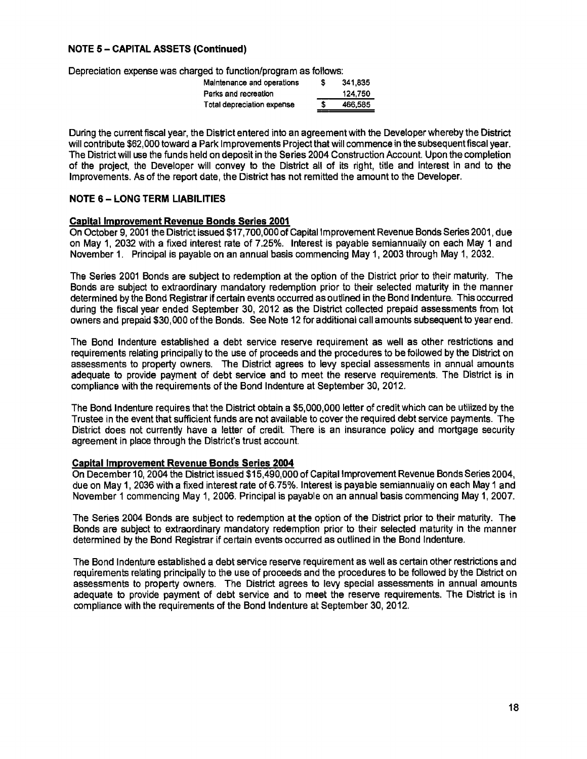**NOTE 5 – CAPITAL ASSETS (Continued)**

Depreciation expense was charged to function/program as follows:

| | | |
|---|---|---|
| Maintenance and operations | $ | 341,835 |
| Parks and recreation | | 124,750 |
| Total depreciation expense | $ | 466,585 |

During the current fiscal year, the District entered into an agreement with the Developer whereby the District will contribute $62,000 toward a Park Improvements Project that will commence in the subsequent fiscal year. The District will use the funds held on deposit in the Series 2004 Construction Account. Upon the completion of the project, the Developer will convey to the District all of its right, title and interest in and to the Improvements. As of the report date, the District has not remitted the amount to the Developer.

**NOTE 6 – LONG TERM LIABILITIES**

**Capital Improvement Revenue Bonds Series 2001**

On October 9, 2001 the District issued $17,700,000 of Capital Improvement Revenue Bonds Series 2001, due on May 1, 2032 with a fixed interest rate of 7.25%. Interest is payable semiannually on each May 1 and November 1. Principal is payable on an annual basis commencing May 1, 2003 through May 1, 2032.

The Series 2001 Bonds are subject to redemption at the option of the District prior to their maturity. The Bonds are subject to extraordinary mandatory redemption prior to their selected maturity in the manner determined by the Bond Registrar if certain events occurred as outlined in the Bond Indenture. This occurred during the fiscal year ended September 30, 2012 as the District collected prepaid assessments from lot owners and prepaid $30,000 of the Bonds. See Note 12 for additional call amounts subsequent to year end.

The Bond Indenture established a debt service reserve requirement as well as other restrictions and requirements relating principally to the use of proceeds and the procedures to be followed by the District on assessments to property owners. The District agrees to levy special assessments in annual amounts adequate to provide payment of debt service and to meet the reserve requirements. The District is in compliance with the requirements of the Bond Indenture at September 30, 2012.

The Bond Indenture requires that the District obtain a $5,000,000 letter of credit which can be utilized by the Trustee in the event that sufficient funds are not available to cover the required debt service payments. The District does not currently have a letter of credit. There is an insurance policy and mortgage security agreement in place through the District's trust account.

**Capital Improvement Revenue Bonds Series 2004**

On December 10, 2004 the District issued $15,490,000 of Capital Improvement Revenue Bonds Series 2004, due on May 1, 2036 with a fixed interest rate of 6.75%. Interest is payable semiannually on each May 1 and November 1 commencing May 1, 2006. Principal is payable on an annual basis commencing May 1, 2007.

The Series 2004 Bonds are subject to redemption at the option of the District prior to their maturity. The Bonds are subject to extraordinary mandatory redemption prior to their selected maturity in the manner determined by the Bond Registrar if certain events occurred as outlined in the Bond Indenture.

The Bond Indenture established a debt service reserve requirement as well as certain other restrictions and requirements relating principally to the use of proceeds and the procedures to be followed by the District on assessments to property owners. The District agrees to levy special assessments in annual amounts adequate to provide payment of debt service and to meet the reserve requirements. The District is in compliance with the requirements of the Bond Indenture at September 30, 2012.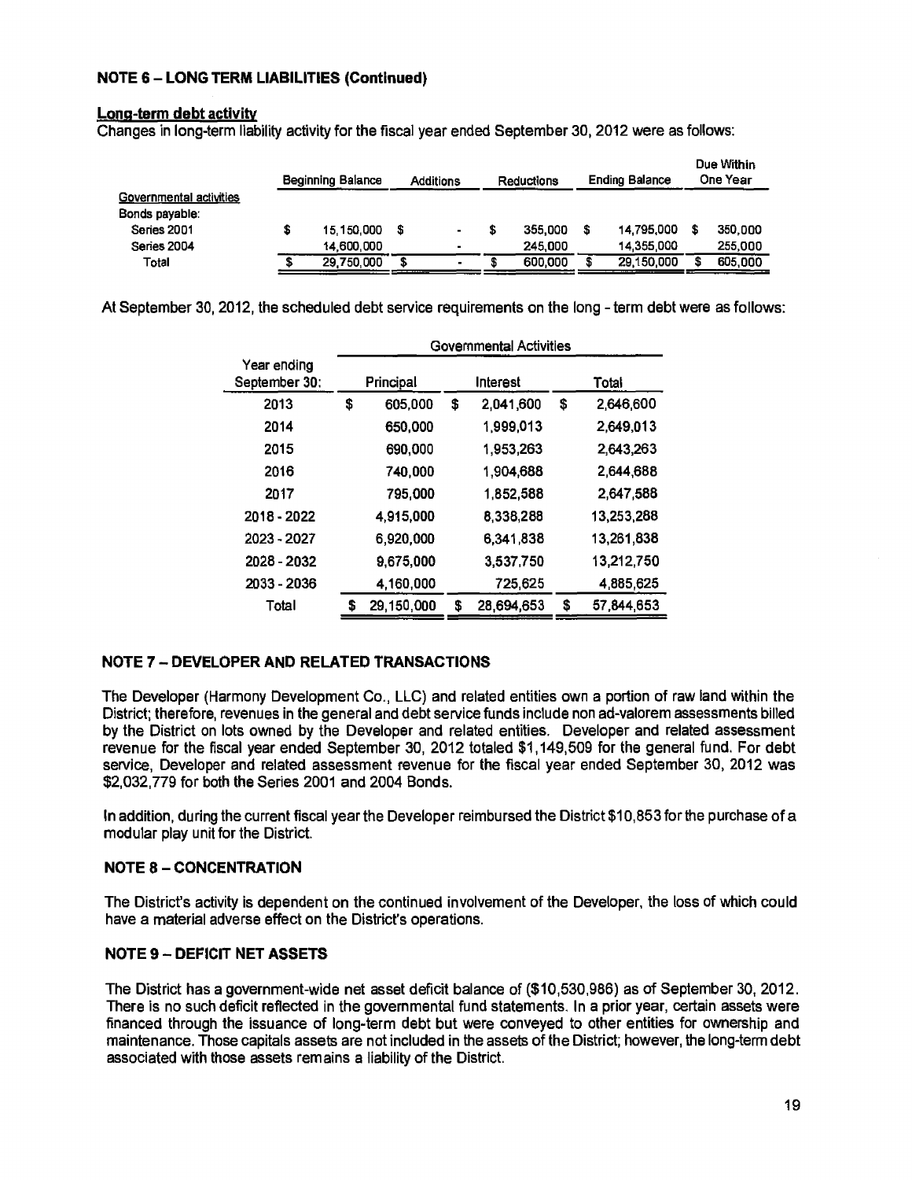## NOTE 6 – LONG TERM LIABILITIES (Continued)

**Long-term debt activity**

Changes in long-term liability activity for the fiscal year ended September 30, 2012 were as follows:

| | Beginning Balance | Additions | Reductions | Ending Balance | Due Within One Year |
|---|---|---|---|---|---|
| Governmental activities | | | | | |
| Bonds payable: | | | | | |
| Series 2001 | $ 15,150,000 | $ - | $ 355,000 | $ 14,795,000 | $ 350,000 |
| Series 2004 | 14,600,000 | - | 245,000 | 14,355,000 | 255,000 |
| Total | $ 29,750,000 | $ - | $ 600,000 | $ 29,150,000 | $ 605,000 |

At September 30, 2012, the scheduled debt service requirements on the long - term debt were as follows:

| | Governmental Activities | | |
|---|---|---|---|
| Year ending September 30: | Principal | Interest | Total |
| 2013 | $ 605,000 | $ 2,041,600 | $ 2,646,600 |
| 2014 | 650,000 | 1,999,013 | 2,649,013 |
| 2015 | 690,000 | 1,953,263 | 2,643,263 |
| 2016 | 740,000 | 1,904,688 | 2,644,688 |
| 2017 | 795,000 | 1,852,588 | 2,647,588 |
| 2018 - 2022 | 4,915,000 | 8,338,288 | 13,253,288 |
| 2023 - 2027 | 6,920,000 | 6,341,838 | 13,261,838 |
| 2028 - 2032 | 9,675,000 | 3,537,750 | 13,212,750 |
| 2033 - 2036 | 4,160,000 | 725,625 | 4,885,625 |
| Total | $ 29,150,000 | $ 28,694,653 | $ 57,844,653 |

## NOTE 7 – DEVELOPER AND RELATED TRANSACTIONS

The Developer (Harmony Development Co., LLC) and related entities own a portion of raw land within the District; therefore, revenues in the general and debt service funds include non ad-valorem assessments billed by the District on lots owned by the Developer and related entities. Developer and related assessment revenue for the fiscal year ended September 30, 2012 totaled $1,149,509 for the general fund. For debt service, Developer and related assessment revenue for the fiscal year ended September 30, 2012 was $2,032,779 for both the Series 2001 and 2004 Bonds.

In addition, during the current fiscal year the Developer reimbursed the District $10,853 for the purchase of a modular play unit for the District.

## NOTE 8 – CONCENTRATION

The District's activity is dependent on the continued involvement of the Developer, the loss of which could have a material adverse effect on the District's operations.

## NOTE 9 – DEFICIT NET ASSETS

The District has a government-wide net asset deficit balance of ($10,530,986) as of September 30, 2012. There is no such deficit reflected in the governmental fund statements. In a prior year, certain assets were financed through the issuance of long-term debt but were conveyed to other entities for ownership and maintenance. Those capitals assets are not included in the assets of the District; however, the long-term debt associated with those assets remains a liability of the District.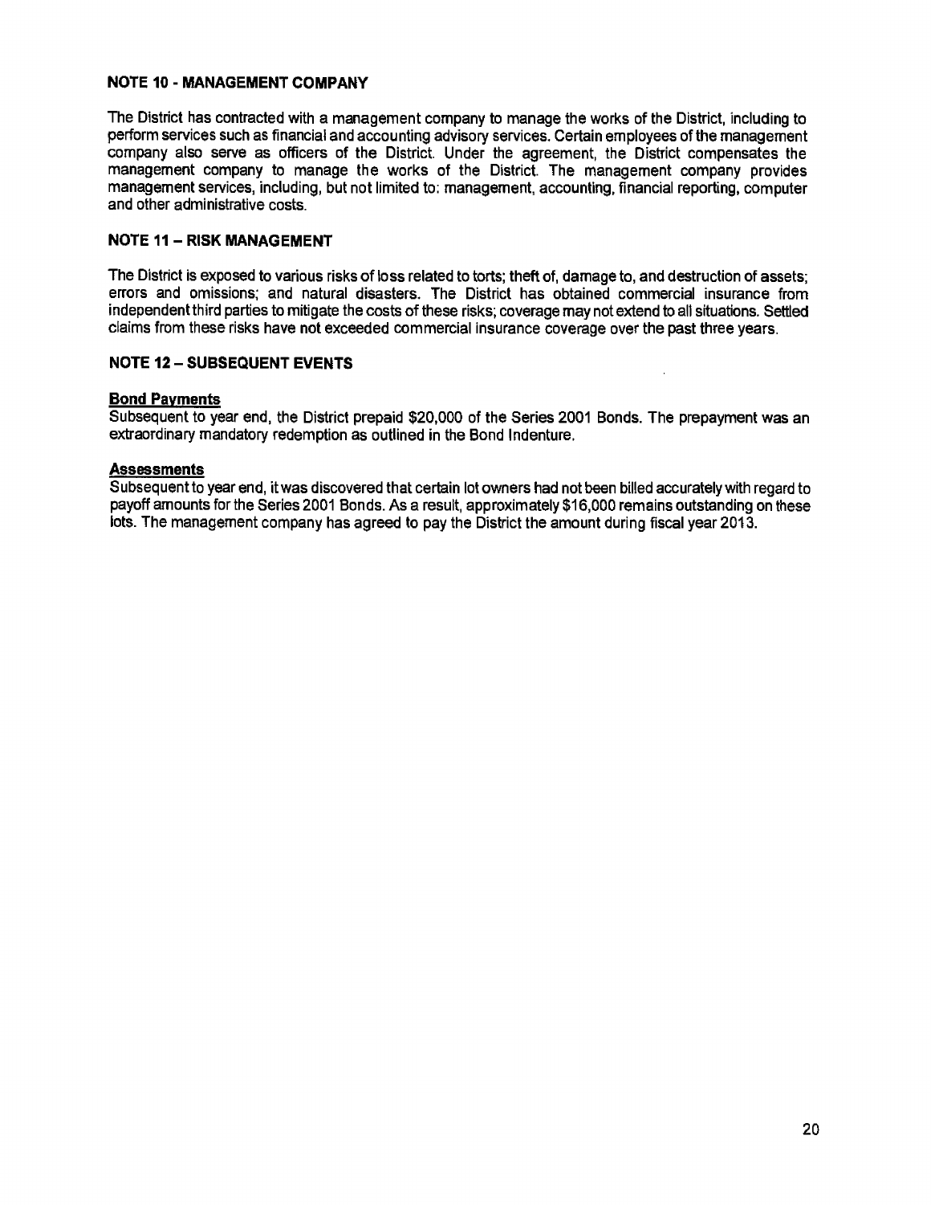### NOTE 10 - MANAGEMENT COMPANY

The District has contracted with a management company to manage the works of the District, including to perform services such as financial and accounting advisory services. Certain employees of the management company also serve as officers of the District. Under the agreement, the District compensates the management company to manage the works of the District. The management company provides management services, including, but not limited to: management, accounting, financial reporting, computer and other administrative costs.

### NOTE 11 – RISK MANAGEMENT

The District is exposed to various risks of loss related to torts; theft of, damage to, and destruction of assets; errors and omissions; and natural disasters. The District has obtained commercial insurance from independent third parties to mitigate the costs of these risks; coverage may not extend to all situations. Settled claims from these risks have not exceeded commercial insurance coverage over the past three years.

### NOTE 12 – SUBSEQUENT EVENTS

**Bond Payments**
Subsequent to year end, the District prepaid $20,000 of the Series 2001 Bonds. The prepayment was an extraordinary mandatory redemption as outlined in the Bond Indenture.

**Assessments**
Subsequent to year end, it was discovered that certain lot owners had not been billed accurately with regard to payoff amounts for the Series 2001 Bonds. As a result, approximately $16,000 remains outstanding on these lots. The management company has agreed to pay the District the amount during fiscal year 2013.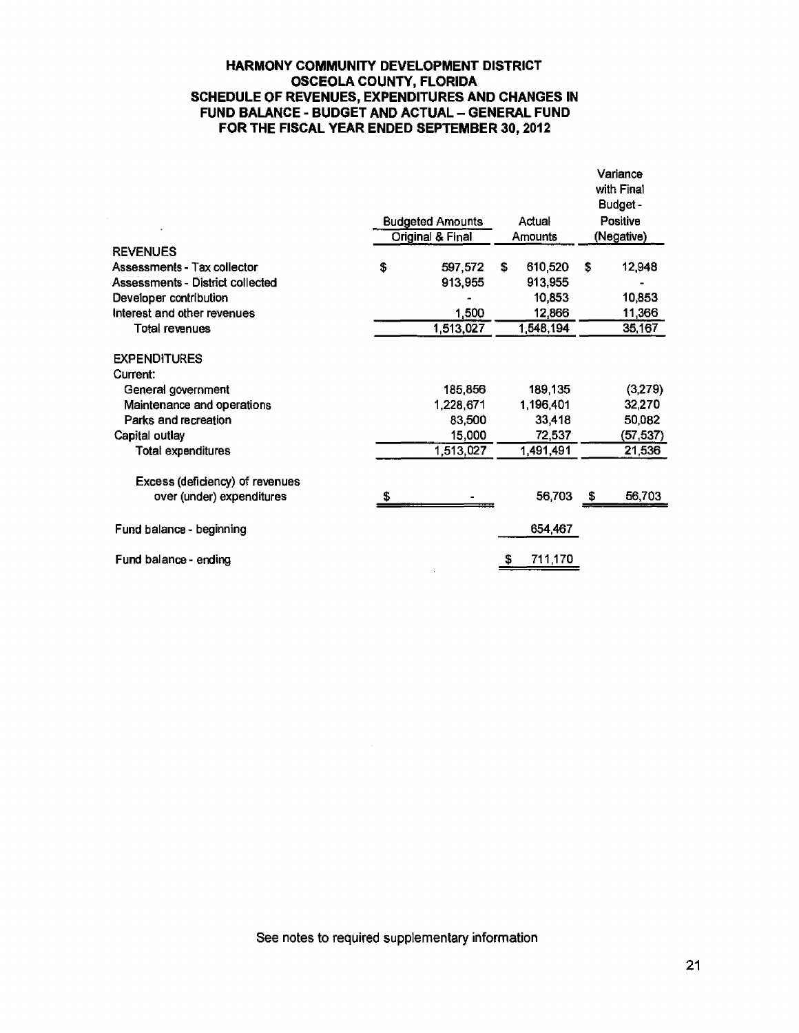# HARMONY COMMUNITY DEVELOPMENT DISTRICT
## OSCEOLA COUNTY, FLORIDA
## SCHEDULE OF REVENUES, EXPENDITURES AND CHANGES IN FUND BALANCE - BUDGET AND ACTUAL – GENERAL FUND
## FOR THE FISCAL YEAR ENDED SEPTEMBER 30, 2012

| | Budgeted Amounts Original & Final | Actual Amounts | Variance with Final Budget - Positive (Negative) |
|---|---|---|---|
| **REVENUES** | | | |
| Assessments - Tax collector | $ 597,572 | $ 610,520 | $ 12,948 |
| Assessments - District collected | 913,955 | 913,955 | - |
| Developer contribution | - | 10,853 | 10,853 |
| Interest and other revenues | 1,500 | 12,866 | 11,366 |
| Total revenues | 1,513,027 | 1,548,194 | 35,167 |
| **EXPENDITURES** | | | |
| Current: | | | |
| General government | 185,856 | 189,135 | (3,279) |
| Maintenance and operations | 1,228,671 | 1,196,401 | 32,270 |
| Parks and recreation | 83,500 | 33,418 | 50,082 |
| Capital outlay | 15,000 | 72,537 | (57,537) |
| Total expenditures | 1,513,027 | 1,491,491 | 21,536 |
| Excess (deficiency) of revenues over (under) expenditures | $ - | 56,703 | $ 56,703 |
| Fund balance - beginning | | 654,467 | |
| Fund balance - ending | | $ 711,170 | |

See notes to required supplementary information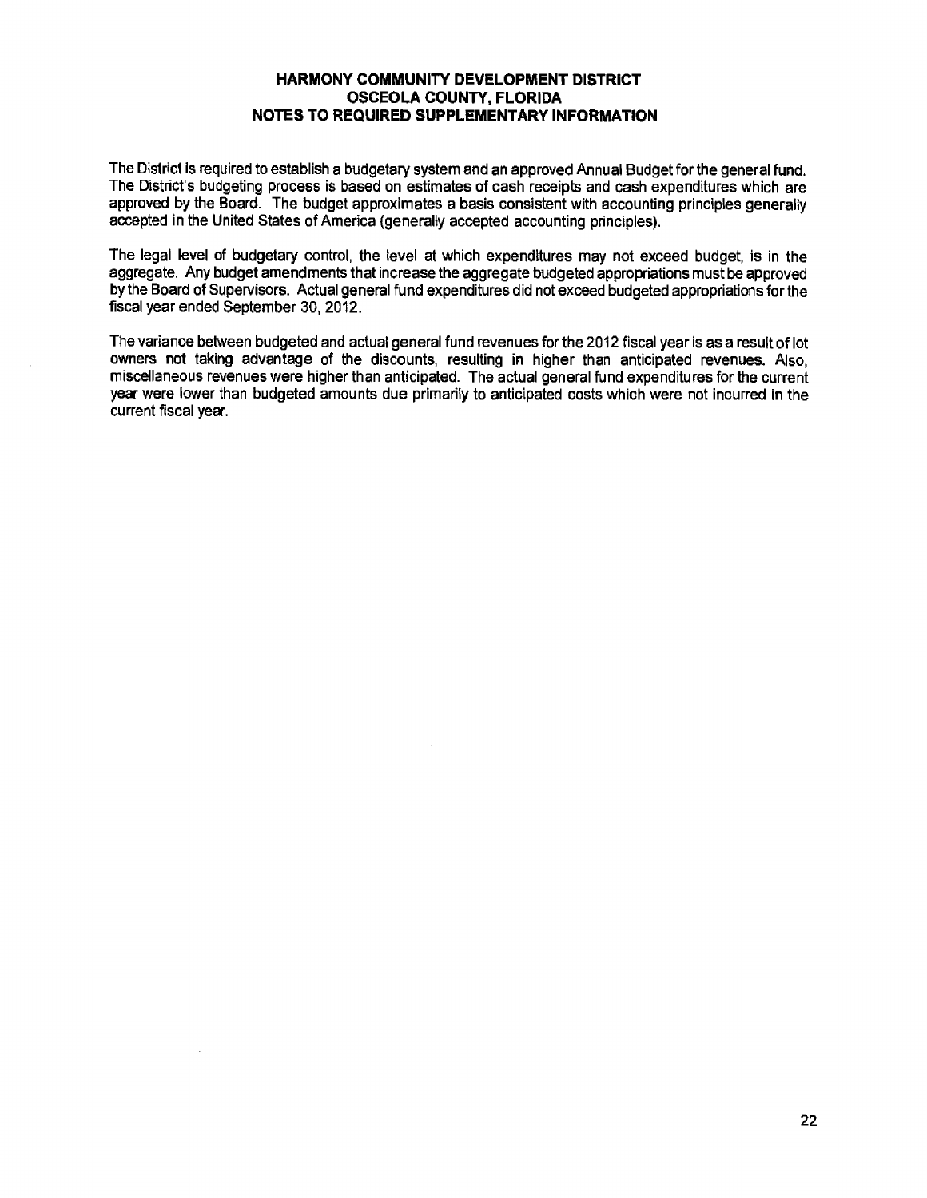# HARMONY COMMUNITY DEVELOPMENT DISTRICT
## OSCEOLA COUNTY, FLORIDA
## NOTES TO REQUIRED SUPPLEMENTARY INFORMATION

The District is required to establish a budgetary system and an approved Annual Budget for the general fund. The District's budgeting process is based on estimates of cash receipts and cash expenditures which are approved by the Board. The budget approximates a basis consistent with accounting principles generally accepted in the United States of America (generally accepted accounting principles).

The legal level of budgetary control, the level at which expenditures may not exceed budget, is in the aggregate. Any budget amendments that increase the aggregate budgeted appropriations must be approved by the Board of Supervisors. Actual general fund expenditures did not exceed budgeted appropriations for the fiscal year ended September 30, 2012.

The variance between budgeted and actual general fund revenues for the 2012 fiscal year is as a result of lot owners not taking advantage of the discounts, resulting in higher than anticipated revenues. Also, miscellaneous revenues were higher than anticipated. The actual general fund expenditures for the current year were lower than budgeted amounts due primarily to anticipated costs which were not incurred in the current fiscal year.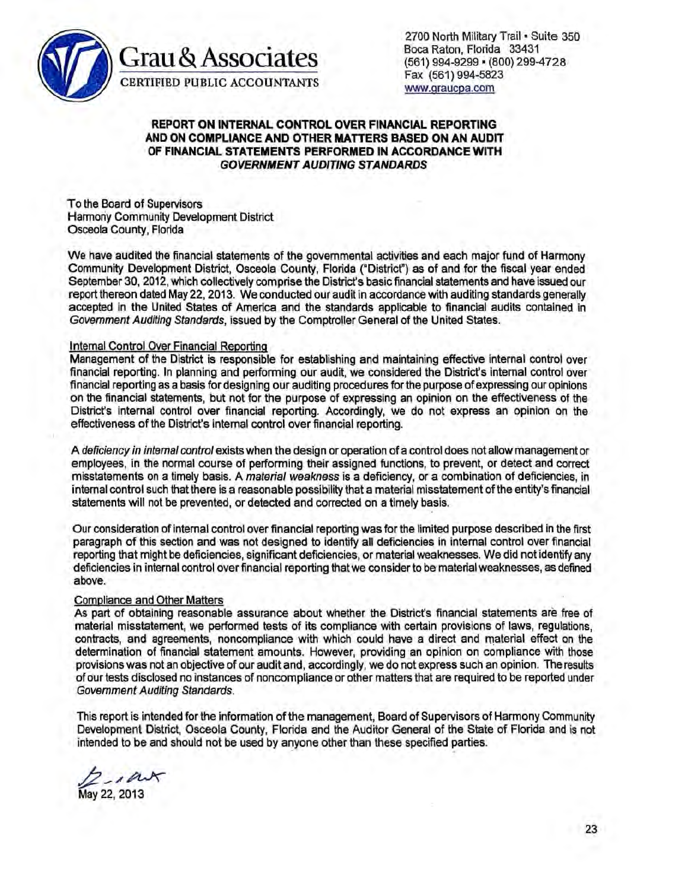Grau & Associates

CERTIFIED PUBLIC ACCOUNTANTS

2700 North Military Trail • Suite 350
Boca Raton, Florida 33431
(561) 994-9299 • (800) 299-4728
Fax (561) 994-5823
www.graucpa.com

# REPORT ON INTERNAL CONTROL OVER FINANCIAL REPORTING AND ON COMPLIANCE AND OTHER MATTERS BASED ON AN AUDIT OF FINANCIAL STATEMENTS PERFORMED IN ACCORDANCE WITH *GOVERNMENT AUDITING STANDARDS*

To the Board of Supervisors
Harmony Community Development District
Osceola County, Florida

We have audited the financial statements of the governmental activities and each major fund of Harmony Community Development District, Osceola County, Florida ("District") as of and for the fiscal year ended September 30, 2012, which collectively comprise the District's basic financial statements and have issued our report thereon dated May 22, 2013. We conducted our audit in accordance with auditing standards generally accepted in the United States of America and the standards applicable to financial audits contained in *Government Auditing Standards*, issued by the Comptroller General of the United States.

## Internal Control Over Financial Reporting

Management of the District is responsible for establishing and maintaining effective internal control over financial reporting. In planning and performing our audit, we considered the District's internal control over financial reporting as a basis for designing our auditing procedures for the purpose of expressing our opinions on the financial statements, but not for the purpose of expressing an opinion on the effectiveness of the District's internal control over financial reporting. Accordingly, we do not express an opinion on the effectiveness of the District's internal control over financial reporting.

A *deficiency in internal control* exists when the design or operation of a control does not allow management or employees, in the normal course of performing their assigned functions, to prevent, or detect and correct misstatements on a timely basis. A *material weakness* is a deficiency, or a combination of deficiencies, in internal control such that there is a reasonable possibility that a material misstatement of the entity's financial statements will not be prevented, or detected and corrected on a timely basis.

Our consideration of internal control over financial reporting was for the limited purpose described in the first paragraph of this section and was not designed to identify all deficiencies in internal control over financial reporting that might be deficiencies, significant deficiencies, or material weaknesses. We did not identify any deficiencies in internal control over financial reporting that we consider to be material weaknesses, as defined above.

## Compliance and Other Matters

As part of obtaining reasonable assurance about whether the District's financial statements are free of material misstatement, we performed tests of its compliance with certain provisions of laws, regulations, contracts, and agreements, noncompliance with which could have a direct and material effect on the determination of financial statement amounts. However, providing an opinion on compliance with those provisions was not an objective of our audit and, accordingly, we do not express such an opinion. The results of our tests disclosed no instances of noncompliance or other matters that are required to be reported under *Government Auditing Standards*.

This report is intended for the information of the management, Board of Supervisors of Harmony Community Development District, Osceola County, Florida and the Auditor General of the State of Florida and is not intended to be and should not be used by anyone other than these specified parties.

May 22, 2013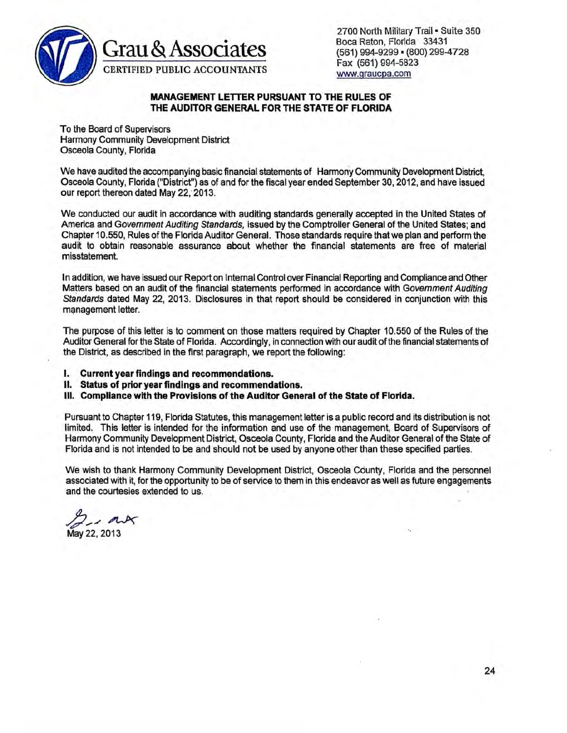# Grau & Associates

CERTIFIED PUBLIC ACCOUNTANTS

2700 North Military Trail • Suite 350
Boca Raton, Florida 33431
(561) 994-9299 • (800) 299-4728
Fax (561) 994-5823
www.graucpa.com

## MANAGEMENT LETTER PURSUANT TO THE RULES OF THE AUDITOR GENERAL FOR THE STATE OF FLORIDA

To the Board of Supervisors
Harmony Community Development District
Osceola County, Florida

We have audited the accompanying basic financial statements of Harmony Community Development District, Osceola County, Florida ("District") as of and for the fiscal year ended September 30, 2012, and have issued our report thereon dated May 22, 2013.

We conducted our audit in accordance with auditing standards generally accepted in the United States of America and *Government Auditing Standards*, issued by the Comptroller General of the United States; and Chapter 10.550, Rules of the Florida Auditor General. Those standards require that we plan and perform the audit to obtain reasonable assurance about whether the financial statements are free of material misstatement.

In addition, we have issued our Report on Internal Control over Financial Reporting and Compliance and Other Matters based on an audit of the financial statements performed in accordance with *Government Auditing Standards* dated May 22, 2013. Disclosures in that report should be considered in conjunction with this management letter.

The purpose of this letter is to comment on those matters required by Chapter 10.550 of the Rules of the Auditor General for the State of Florida. Accordingly, in connection with our audit of the financial statements of the District, as described in the first paragraph, we report the following:

- **I. Current year findings and recommendations.**
- **II. Status of prior year findings and recommendations.**
- **III. Compliance with the Provisions of the Auditor General of the State of Florida.**

Pursuant to Chapter 119, Florida Statutes, this management letter is a public record and its distribution is not limited. This letter is intended for the information and use of the management, Board of Supervisors of Harmony Community Development District, Osceola County, Florida and the Auditor General of the State of Florida and is not intended to be and should not be used by anyone other than these specified parties.

We wish to thank Harmony Community Development District, Osceola County, Florida and the personnel associated with it, for the opportunity to be of service to them in this endeavor as well as future engagements and the courtesies extended to us.

May 22, 2013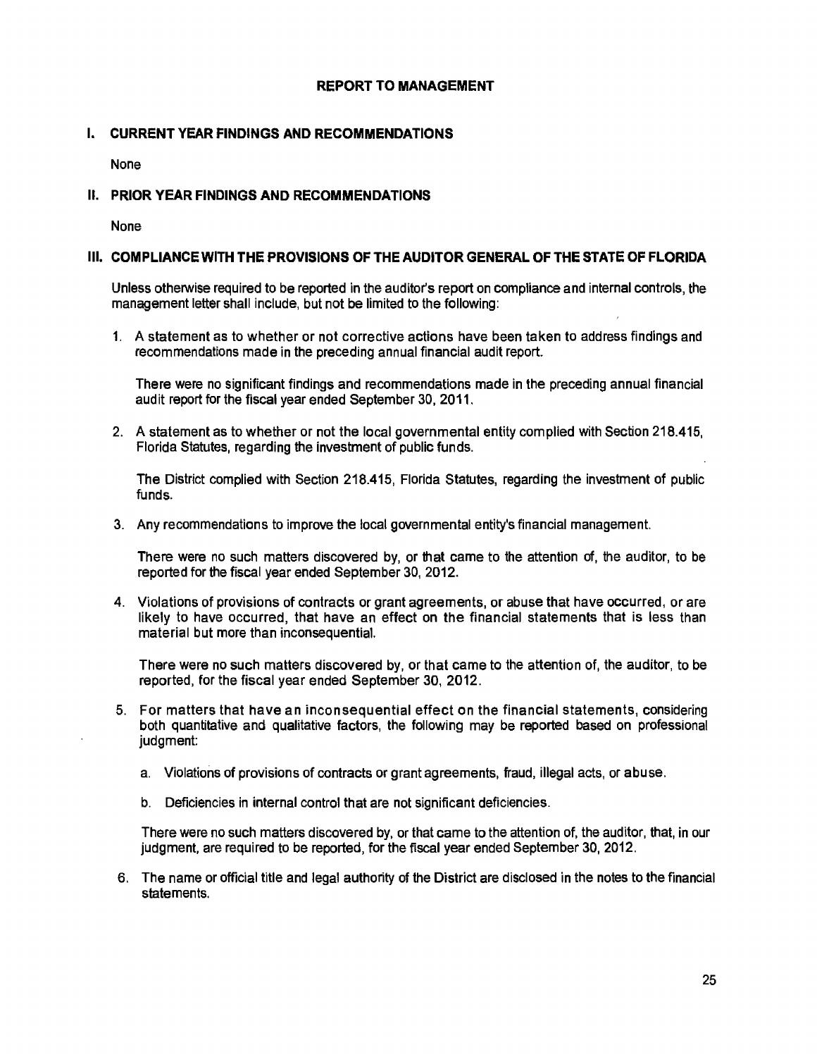# REPORT TO MANAGEMENT

## I. CURRENT YEAR FINDINGS AND RECOMMENDATIONS

None

## II. PRIOR YEAR FINDINGS AND RECOMMENDATIONS

None

## III. COMPLIANCE WITH THE PROVISIONS OF THE AUDITOR GENERAL OF THE STATE OF FLORIDA

Unless otherwise required to be reported in the auditor's report on compliance and internal controls, the management letter shall include, but not be limited to the following:

1. A statement as to whether or not corrective actions have been taken to address findings and recommendations made in the preceding annual financial audit report.

   There were no significant findings and recommendations made in the preceding annual financial audit report for the fiscal year ended September 30, 2011.

2. A statement as to whether or not the local governmental entity complied with Section 218.415, Florida Statutes, regarding the investment of public funds.

   The District complied with Section 218.415, Florida Statutes, regarding the investment of public funds.

3. Any recommendations to improve the local governmental entity's financial management.

   There were no such matters discovered by, or that came to the attention of, the auditor, to be reported for the fiscal year ended September 30, 2012.

4. Violations of provisions of contracts or grant agreements, or abuse that have occurred, or are likely to have occurred, that have an effect on the financial statements that is less than material but more than inconsequential.

   There were no such matters discovered by, or that came to the attention of, the auditor, to be reported, for the fiscal year ended September 30, 2012.

5. For matters that have an inconsequential effect on the financial statements, considering both quantitative and qualitative factors, the following may be reported based on professional judgment:

   a. Violations of provisions of contracts or grant agreements, fraud, illegal acts, or abuse.

   b. Deficiencies in internal control that are not significant deficiencies.

   There were no such matters discovered by, or that came to the attention of, the auditor, that, in our judgment, are required to be reported, for the fiscal year ended September 30, 2012.

6. The name or official title and legal authority of the District are disclosed in the notes to the financial statements.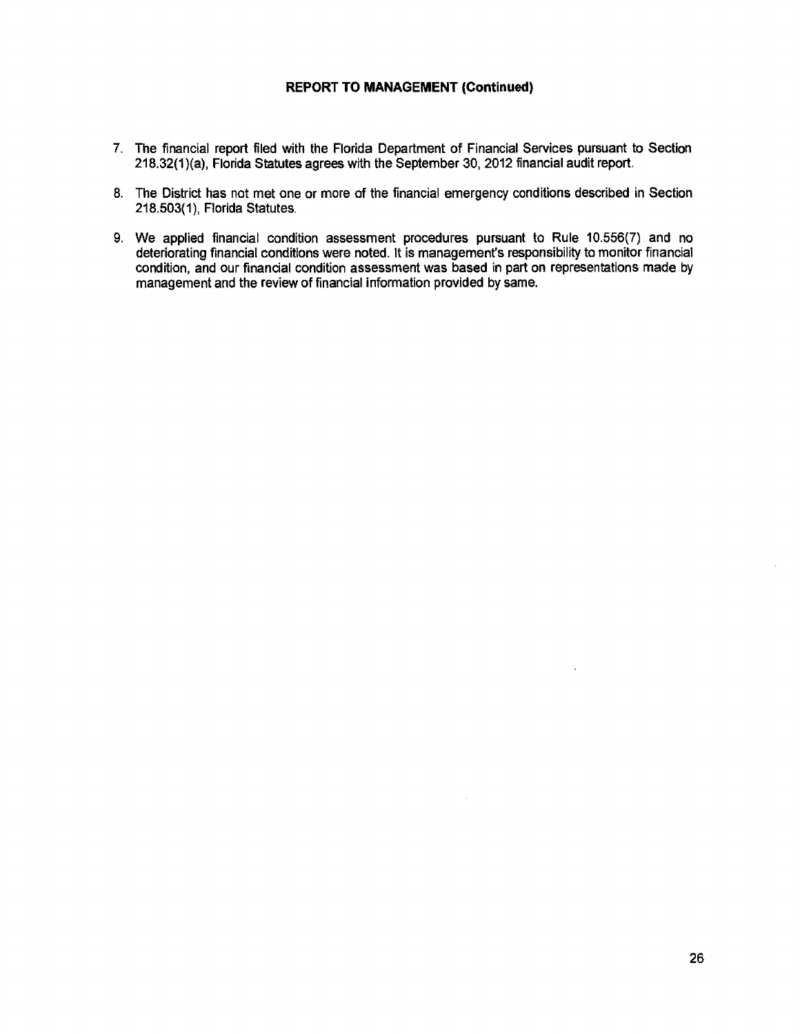**REPORT TO MANAGEMENT (Continued)**

7. The financial report filed with the Florida Department of Financial Services pursuant to Section 218.32(1)(a), Florida Statutes agrees with the September 30, 2012 financial audit report.

8. The District has not met one or more of the financial emergency conditions described in Section 218.503(1), Florida Statutes.

9. We applied financial condition assessment procedures pursuant to Rule 10.556(7) and no deteriorating financial conditions were noted. It is management's responsibility to monitor financial condition, and our financial condition assessment was based in part on representations made by management and the review of financial information provided by same.